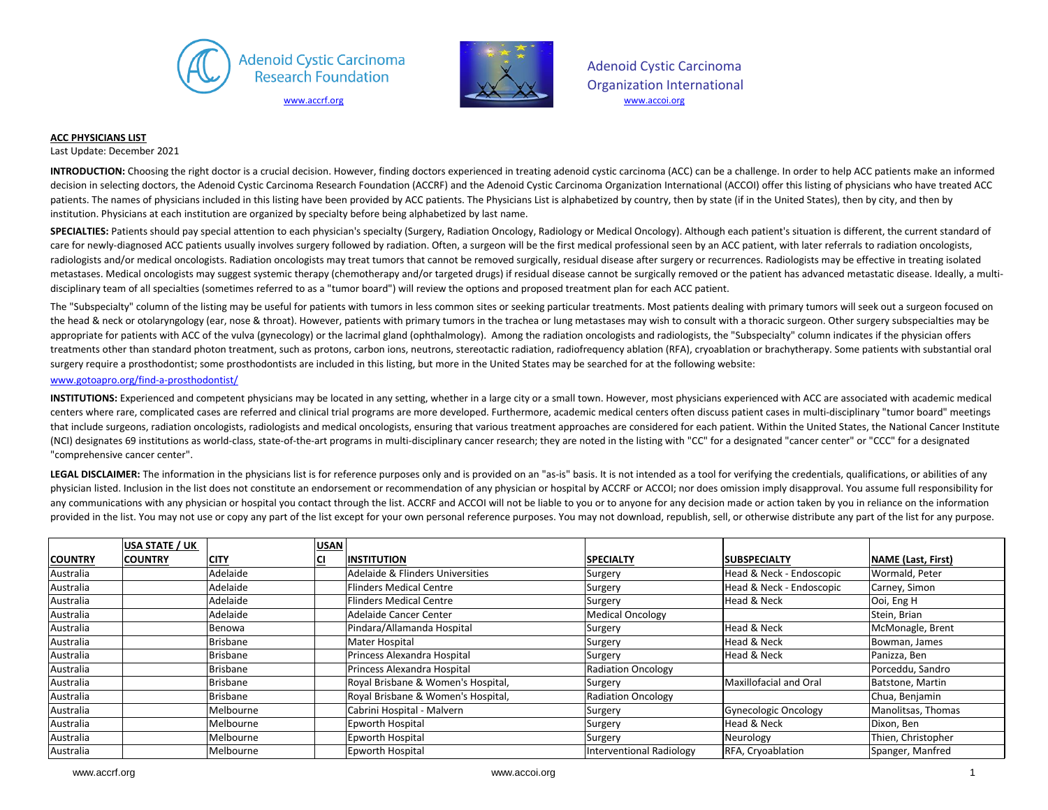Adenoid Cystic Carcinoma Research Foundation

www.accrf.org

Adenoid Cystic Carcinoma Organization International

www.accoi.org

**ACC PHYSICIANS LIST**

Last Update: December 2021

**INTRODUCTION:** Choosing the right doctor is a crucial decision. However, finding doctors experienced in treating adenoid cystic carcinoma (ACC) can be a challenge. In order to help ACC patients make an informed decision in selecting doctors, the Adenoid Cystic Carcinoma Research Foundation (ACCRF) and the Adenoid Cystic Carcinoma Organization International (ACCOI) offer this listing of physicians who have treated ACC patients. The names of physicians included in this listing have been provided by ACC patients. The Physicians List is alphabetized by country, then by state (if in the United States), then by city, and then by institution. Physicians at each institution are organized by specialty before being alphabetized by last name.

**SPECIALTIES:** Patients should pay special attention to each physician's specialty (Surgery, Radiation Oncology, Radiology or Medical Oncology). Although each patient's situation is different, the current standard of care for newly-diagnosed ACC patients usually involves surgery followed by radiation. Often, a surgeon will be the first medical professional seen by an ACC patient, with later referrals to radiation oncologists, radiologists and/or medical oncologists. Radiation oncologists may treat tumors that cannot be removed surgically, residual disease after surgery or recurrences. Radiologists may be effective in treating isolated metastases. Medical oncologists may suggest systemic therapy (chemotherapy and/or targeted drugs) if residual disease cannot be surgically removed or the patient has advanced metastatic disease. Ideally, a multi-disciplinary team of all specialties (sometimes referred to as a "tumor board") will review the options and proposed treatment plan for each ACC patient.

The "Subspecialty" column of the listing may be useful for patients with tumors in less common sites or seeking particular treatments. Most patients dealing with primary tumors will seek out a surgeon focused on the head & neck or otolaryngology (ear, nose & throat). However, patients with primary tumors in the trachea or lung metastases may wish to consult with a thoracic surgeon. Other surgery subspecialties may be appropriate for patients with ACC of the vulva (gynecology) or the lacrimal gland (ophthalmology). Among the radiation oncologists and radiologists, the "Subspecialty" column indicates if the physician offers treatments other than standard photon treatment, such as protons, carbon ions, neutrons, stereotactic radiation, radiofrequency ablation (RFA), cryoablation or brachytherapy. Some patients with substantial oral surgery require a prosthodontist; some prosthodontists are included in this listing, but more in the United States may be searched for at the following website:

www.gotoapro.org/find-a-prosthodontist/

**INSTITUTIONS:** Experienced and competent physicians may be located in any setting, whether in a large city or a small town. However, most physicians experienced with ACC are associated with academic medical centers where rare, complicated cases are referred and clinical trial programs are more developed. Furthermore, academic medical centers often discuss patient cases in multi-disciplinary "tumor board" meetings that include surgeons, radiation oncologists, radiologists and medical oncologists, ensuring that various treatment approaches are considered for each patient. Within the United States, the National Cancer Institute (NCI) designates 69 institutions as world-class, state-of-the-art programs in multi-disciplinary cancer research; they are noted in the listing with "CC" for a designated "cancer center" or "CCC" for a designated "comprehensive cancer center".

**LEGAL DISCLAIMER:** The information in the physicians list is for reference purposes only and is provided on an "as-is" basis. It is not intended as a tool for verifying the credentials, qualifications, or abilities of any physician listed. Inclusion in the list does not constitute an endorsement or recommendation of any physician or hospital by ACCRF or ACCOI; nor does omission imply disapproval. You assume full responsibility for any communications with any physician or hospital you contact through the list. ACCRF and ACCOI will not be liable to you or to anyone for any decision made or action taken by you in reliance on the information provided in the list. You may not use or copy any part of the list except for your own personal reference purposes. You may not download, republish, sell, or otherwise distribute any part of the list for any purpose.

| COUNTRY | USA STATE / UK COUNTRY | CITY | USA NCI | INSTITUTION | SPECIALTY | SUBSPECIALTY | NAME (Last, First) |
|---|---|---|---|---|---|---|---|
| Australia | | Adelaide | | Adelaide & Flinders Universities | Surgery | Head & Neck - Endoscopic | Wormald, Peter |
| Australia | | Adelaide | | Flinders Medical Centre | Surgery | Head & Neck - Endoscopic | Carney, Simon |
| Australia | | Adelaide | | Flinders Medical Centre | Surgery | Head & Neck | Ooi, Eng H |
| Australia | | Adelaide | | Adelaide Cancer Center | Medical Oncology | | Stein, Brian |
| Australia | | Benowa | | Pindara/Allamanda Hospital | Surgery | Head & Neck | McMonagle, Brent |
| Australia | | Brisbane | | Mater Hospital | Surgery | Head & Neck | Bowman, James |
| Australia | | Brisbane | | Princess Alexandra Hospital | Surgery | Head & Neck | Panizza, Ben |
| Australia | | Brisbane | | Princess Alexandra Hospital | Radiation Oncology | | Porceddu, Sandro |
| Australia | | Brisbane | | Royal Brisbane & Women's Hospital, | Surgery | Maxillofacial and Oral | Batstone, Martin |
| Australia | | Brisbane | | Royal Brisbane & Women's Hospital, | Radiation Oncology | | Chua, Benjamin |
| Australia | | Melbourne | | Cabrini Hospital - Malvern | Surgery | Gynecologic Oncology | Manolitsas, Thomas |
| Australia | | Melbourne | | Epworth Hospital | Surgery | Head & Neck | Dixon, Ben |
| Australia | | Melbourne | | Epworth Hospital | Surgery | Neurology | Thien, Christopher |
| Australia | | Melbourne | | Epworth Hospital | Interventional Radiology | RFA, Cryoablation | Spanger, Manfred |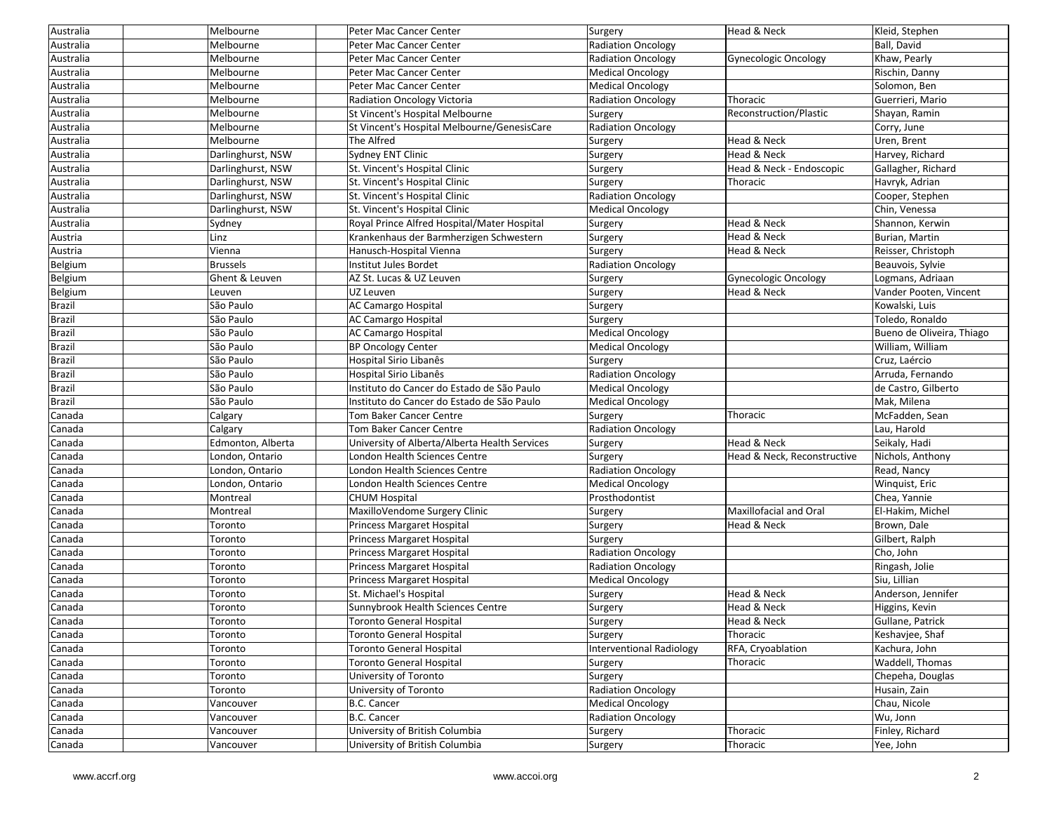| | | | | | | | |
|---|---|---|---|---|---|---|---|
| Australia | | Melbourne | | Peter Mac Cancer Center | Surgery | Head & Neck | Kleid, Stephen |
| Australia | | Melbourne | | Peter Mac Cancer Center | Radiation Oncology | | Ball, David |
| Australia | | Melbourne | | Peter Mac Cancer Center | Radiation Oncology | Gynecologic Oncology | Khaw, Pearly |
| Australia | | Melbourne | | Peter Mac Cancer Center | Medical Oncology | | Rischin, Danny |
| Australia | | Melbourne | | Peter Mac Cancer Center | Medical Oncology | | Solomon, Ben |
| Australia | | Melbourne | | Radiation Oncology Victoria | Radiation Oncology | Thoracic | Guerrieri, Mario |
| Australia | | Melbourne | | St Vincent's Hospital Melbourne | Surgery | Reconstruction/Plastic | Shayan, Ramin |
| Australia | | Melbourne | | St Vincent's Hospital Melbourne/GenesisCare | Radiation Oncology | | Corry, June |
| Australia | | Melbourne | | The Alfred | Surgery | Head & Neck | Uren, Brent |
| Australia | | Darlinghurst, NSW | | Sydney ENT Clinic | Surgery | Head & Neck | Harvey, Richard |
| Australia | | Darlinghurst, NSW | | St. Vincent's Hospital Clinic | Surgery | Head & Neck - Endoscopic | Gallagher, Richard |
| Australia | | Darlinghurst, NSW | | St. Vincent's Hospital Clinic | Surgery | Thoracic | Havryk, Adrian |
| Australia | | Darlinghurst, NSW | | St. Vincent's Hospital Clinic | Radiation Oncology | | Cooper, Stephen |
| Australia | | Darlinghurst, NSW | | St. Vincent's Hospital Clinic | Medical Oncology | | Chin, Venessa |
| Australia | | Sydney | | Royal Prince Alfred Hospital/Mater Hospital | Surgery | Head & Neck | Shannon, Kerwin |
| Austria | | Linz | | Krankenhaus der Barmherzigen Schwestern | Surgery | Head & Neck | Burian, Martin |
| Austria | | Vienna | | Hanusch-Hospital Vienna | Surgery | Head & Neck | Reisser, Christoph |
| Belgium | | Brussels | | Institut Jules Bordet | Radiation Oncology | | Beauvois, Sylvie |
| Belgium | | Ghent & Leuven | | AZ St. Lucas & UZ Leuven | Surgery | Gynecologic Oncology | Logmans, Adriaan |
| Belgium | | Leuven | | UZ Leuven | Surgery | Head & Neck | Vander Pooten, Vincent |
| Brazil | | São Paulo | | AC Camargo Hospital | Surgery | | Kowalski, Luis |
| Brazil | | São Paulo | | AC Camargo Hospital | Surgery | | Toledo, Ronaldo |
| Brazil | | São Paulo | | AC Camargo Hospital | Medical Oncology | | Bueno de Oliveira, Thiago |
| Brazil | | São Paulo | | BP Oncology Center | Medical Oncology | | William, William |
| Brazil | | São Paulo | | Hospital Sirio Libanês | Surgery | | Cruz, Laércio |
| Brazil | | São Paulo | | Hospital Sirio Libanês | Radiation Oncology | | Arruda, Fernando |
| Brazil | | São Paulo | | Instituto do Cancer do Estado de São Paulo | Medical Oncology | | de Castro, Gilberto |
| Brazil | | São Paulo | | Instituto do Cancer do Estado de São Paulo | Medical Oncology | | Mak, Milena |
| Canada | | Calgary | | Tom Baker Cancer Centre | Surgery | Thoracic | McFadden, Sean |
| Canada | | Calgary | | Tom Baker Cancer Centre | Radiation Oncology | | Lau, Harold |
| Canada | | Edmonton, Alberta | | University of Alberta/Alberta Health Services | Surgery | Head & Neck | Seikaly, Hadi |
| Canada | | London, Ontario | | London Health Sciences Centre | Surgery | Head & Neck, Reconstructive | Nichols, Anthony |
| Canada | | London, Ontario | | London Health Sciences Centre | Radiation Oncology | | Read, Nancy |
| Canada | | London, Ontario | | London Health Sciences Centre | Medical Oncology | | Winquist, Eric |
| Canada | | Montreal | | CHUM Hospital | Prosthodontist | | Chea, Yannie |
| Canada | | Montreal | | MaxilloVendome Surgery Clinic | Surgery | Maxillofacial and Oral | El-Hakim, Michel |
| Canada | | Toronto | | Princess Margaret Hospital | Surgery | Head & Neck | Brown, Dale |
| Canada | | Toronto | | Princess Margaret Hospital | Surgery | | Gilbert, Ralph |
| Canada | | Toronto | | Princess Margaret Hospital | Radiation Oncology | | Cho, John |
| Canada | | Toronto | | Princess Margaret Hospital | Radiation Oncology | | Ringash, Jolie |
| Canada | | Toronto | | Princess Margaret Hospital | Medical Oncology | | Siu, Lillian |
| Canada | | Toronto | | St. Michael's Hospital | Surgery | Head & Neck | Anderson, Jennifer |
| Canada | | Toronto | | Sunnybrook Health Sciences Centre | Surgery | Head & Neck | Higgins, Kevin |
| Canada | | Toronto | | Toronto General Hospital | Surgery | Head & Neck | Gullane, Patrick |
| Canada | | Toronto | | Toronto General Hospital | Surgery | Thoracic | Keshavjee, Shaf |
| Canada | | Toronto | | Toronto General Hospital | Interventional Radiology | RFA, Cryoablation | Kachura, John |
| Canada | | Toronto | | Toronto General Hospital | Surgery | Thoracic | Waddell, Thomas |
| Canada | | Toronto | | University of Toronto | Surgery | | Chepeha, Douglas |
| Canada | | Toronto | | University of Toronto | Radiation Oncology | | Husain, Zain |
| Canada | | Vancouver | | B.C. Cancer | Medical Oncology | | Chau, Nicole |
| Canada | | Vancouver | | B.C. Cancer | Radiation Oncology | | Wu, Jonn |
| Canada | | Vancouver | | University of British Columbia | Surgery | Thoracic | Finley, Richard |
| Canada | | Vancouver | | University of British Columbia | Surgery | Thoracic | Yee, John |

www.accrf.org www.accoi.org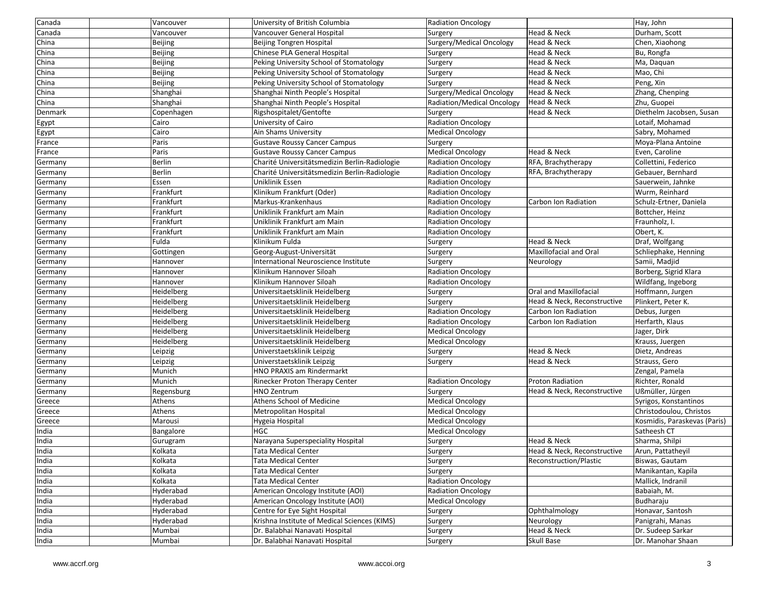| | | | | | |
|---|---|---|---|---|---|
| Canada | Vancouver | University of British Columbia | Radiation Oncology | | Hay, John |
| Canada | Vancouver | Vancouver General Hospital | Surgery | Head & Neck | Durham, Scott |
| China | Beijing | Beijing Tongren Hospital | Surgery/Medical Oncology | Head & Neck | Chen, Xiaohong |
| China | Beijing | Chinese PLA General Hospital | Surgery | Head & Neck | Bu, Rongfa |
| China | Beijing | Peking University School of Stomatology | Surgery | Head & Neck | Ma, Daquan |
| China | Beijing | Peking University School of Stomatology | Surgery | Head & Neck | Mao, Chi |
| China | Beijing | Peking University School of Stomatology | Surgery | Head & Neck | Peng, Xin |
| China | Shanghai | Shanghai Ninth People's Hospital | Surgery/Medical Oncology | Head & Neck | Zhang, Chenping |
| China | Shanghai | Shanghai Ninth People's Hospital | Radiation/Medical Oncology | Head & Neck | Zhu, Guopei |
| Denmark | Copenhagen | Rigshospitalet/Gentofte | Surgery | Head & Neck | Diethelm Jacobsen, Susan |
| Egypt | Cairo | University of Cairo | Radiation Oncology | | Lotaif, Mohamad |
| Egypt | Cairo | Ain Shams University | Medical Oncology | | Sabry, Mohamed |
| France | Paris | Gustave Roussy Cancer Campus | Surgery | | Moya-Plana Antoine |
| France | Paris | Gustave Roussy Cancer Campus | Medical Oncology | Head & Neck | Even, Caroline |
| Germany | Berlin | Charité Universitätsmedizin Berlin-Radiologie | Radiation Oncology | RFA, Brachytherapy | Collettini, Federico |
| Germany | Berlin | Charité Universitätsmedizin Berlin-Radiologie | Radiation Oncology | RFA, Brachytherapy | Gebauer, Bernhard |
| Germany | Essen | Uniklinik Essen | Radiation Oncology | | Sauerwein, Jahnke |
| Germany | Frankfurt | Klinikum Frankfurt (Oder) | Radiation Oncology | | Wurm, Reinhard |
| Germany | Frankfurt | Markus-Krankenhaus | Radiation Oncology | Carbon Ion Radiation | Schulz-Ertner, Daniela |
| Germany | Frankfurt | Uniklinik Frankfurt am Main | Radiation Oncology | | Bottcher, Heinz |
| Germany | Frankfurt | Uniklinik Frankfurt am Main | Radiation Oncology | | Fraunholz, I. |
| Germany | Frankfurt | Uniklinik Frankfurt am Main | Radiation Oncology | | Obert, K. |
| Germany | Fulda | Klinikum Fulda | Surgery | Head & Neck | Draf, Wolfgang |
| Germany | Gottingen | Georg-August-Universität | Surgery | Maxillofacial and Oral | Schliephake, Henning |
| Germany | Hannover | International Neuroscience Institute | Surgery | Neurology | Samii, Madjid |
| Germany | Hannover | Klinikum Hannover Siloah | Radiation Oncology | | Borberg, Sigrid Klara |
| Germany | Hannover | Klinikum Hannover Siloah | Radiation Oncology | | Wildfang, Ingeborg |
| Germany | Heidelberg | Universitaetsklinik Heidelberg | Surgery | Oral and Maxillofacial | Hoffmann, Jurgen |
| Germany | Heidelberg | Universitaetsklinik Heidelberg | Surgery | Head & Neck, Reconstructive | Plinkert, Peter K. |
| Germany | Heidelberg | Universitaetsklinik Heidelberg | Radiation Oncology | Carbon Ion Radiation | Debus, Jurgen |
| Germany | Heidelberg | Universitaetsklinik Heidelberg | Radiation Oncology | Carbon Ion Radiation | Herfarth, Klaus |
| Germany | Heidelberg | Universitaetsklinik Heidelberg | Medical Oncology | | Jager, Dirk |
| Germany | Heidelberg | Universitaetsklinik Heidelberg | Medical Oncology | | Krauss, Juergen |
| Germany | Leipzig | Universtaetsklinik Leipzig | Surgery | Head & Neck | Dietz, Andreas |
| Germany | Leipzig | Universtaetsklinik Leipzig | Surgery | Head & Neck | Strauss, Gero |
| Germany | Munich | HNO PRAXIS am Rindermarkt | | | Zengal, Pamela |
| Germany | Munich | Rinecker Proton Therapy Center | Radiation Oncology | Proton Radiation | Richter, Ronald |
| Germany | Regensburg | HNO Zentrum | Surgery | Head & Neck, Reconstructive | Ußmüller, Jürgen |
| Greece | Athens | Athens School of Medicine | Medical Oncology | | Syrigos, Konstantinos |
| Greece | Athens | Metropolitan Hospital | Medical Oncology | | Christodoulou, Christos |
| Greece | Marousi | Hygeia Hospital | Medical Oncology | | Kosmidis, Paraskevas (Paris) |
| India | Bangalore | HGC | Medical Oncology | | Satheesh CT |
| India | Gurugram | Narayana Superspeciality Hospital | Surgery | Head & Neck | Sharma, Shilpi |
| India | Kolkata | Tata Medical Center | Surgery | Head & Neck, Reconstructive | Arun, Pattatheyil |
| India | Kolkata | Tata Medical Center | Surgery | Reconstruction/Plastic | Biswas, Gautam |
| India | Kolkata | Tata Medical Center | Surgery | | Manikantan, Kapila |
| India | Kolkata | Tata Medical Center | Radiation Oncology | | Mallick, Indranil |
| India | Hyderabad | American Oncology Institute (AOI) | Radiation Oncology | | Babaiah, M. |
| India | Hyderabad | American Oncology Institute (AOI) | Medical Oncology | | Budharaju |
| India | Hyderabad | Centre for Eye Sight Hospital | Surgery | Ophthalmology | Honavar, Santosh |
| India | Hyderabad | Krishna Institute of Medical Sciences (KIMS) | Surgery | Neurology | Panigrahi, Manas |
| India | Mumbai | Dr. Balabhai Nanavati Hospital | Surgery | Head & Neck | Dr. Sudeep Sarkar |
| India | Mumbai | Dr. Balabhai Nanavati Hospital | Surgery | Skull Base | Dr. Manohar Shaan |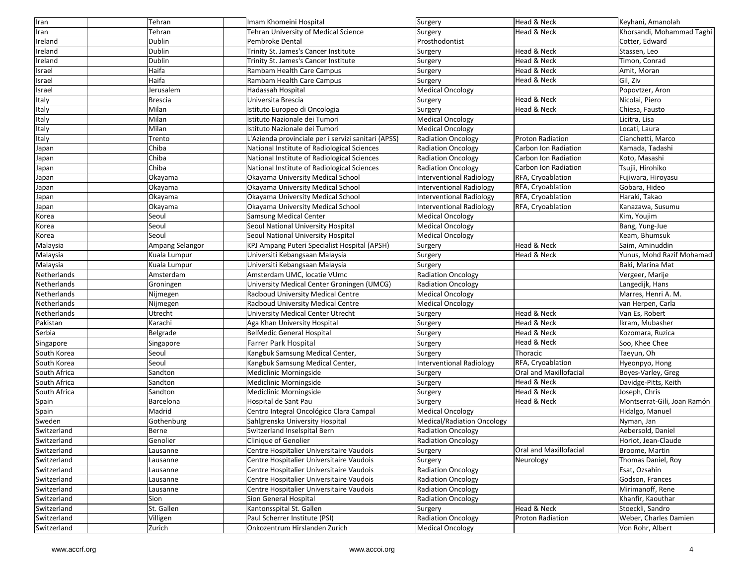| | | | | | | | |
|---|---|---|---|---|---|---|---|
| Iran | | Tehran | | Imam Khomeini Hospital | Surgery | Head & Neck | Keyhani, Amanolah |
| Iran | | Tehran | | Tehran University of Medical Science | Surgery | Head & Neck | Khorsandi, Mohammad Taghi |
| Ireland | | Dublin | | Pembroke Dental | Prosthodontist | | Cotter, Edward |
| Ireland | | Dublin | | Trinity St. James's Cancer Institute | Surgery | Head & Neck | Stassen, Leo |
| Ireland | | Dublin | | Trinity St. James's Cancer Institute | Surgery | Head & Neck | Timon, Conrad |
| Israel | | Haifa | | Rambam Health Care Campus | Surgery | Head & Neck | Amit, Moran |
| Israel | | Haifa | | Rambam Health Care Campus | Surgery | Head & Neck | Gil, Ziv |
| Israel | | Jerusalem | | Hadassah Hospital | Medical Oncology | | Popovtzer, Aron |
| Italy | | Brescia | | Universita Brescia | Surgery | Head & Neck | Nicolai, Piero |
| Italy | | Milan | | Istituto Europeo di Oncologia | Surgery | Head & Neck | Chiesa, Fausto |
| Italy | | Milan | | Istituto Nazionale dei Tumori | Medical Oncology | | Licitra, Lisa |
| Italy | | Milan | | Istituto Nazionale dei Tumori | Medical Oncology | | Locati, Laura |
| Italy | | Trento | | L'Azienda provinciale per i servizi sanitari (APSS) | Radiation Oncology | Proton Radiation | Cianchetti, Marco |
| Japan | | Chiba | | National Institute of Radiological Sciences | Radiation Oncology | Carbon Ion Radiation | Kamada, Tadashi |
| Japan | | Chiba | | National Institute of Radiological Sciences | Radiation Oncology | Carbon Ion Radiation | Koto, Masashi |
| Japan | | Chiba | | National Institute of Radiological Sciences | Radiation Oncology | Carbon Ion Radiation | Tsujii, Hirohiko |
| Japan | | Okayama | | Okayama University Medical School | Interventional Radiology | RFA, Cryoablation | Fujiwara, Hiroyasu |
| Japan | | Okayama | | Okayama University Medical School | Interventional Radiology | RFA, Cryoablation | Gobara, Hideo |
| Japan | | Okayama | | Okayama University Medical School | Interventional Radiology | RFA, Cryoablation | Haraki, Takao |
| Japan | | Okayama | | Okayama University Medical School | Interventional Radiology | RFA, Cryoablation | Kanazawa, Susumu |
| Korea | | Seoul | | Samsung Medical Center | Medical Oncology | | Kim, Youjim |
| Korea | | Seoul | | Seoul National University Hospital | Medical Oncology | | Bang, Yung-Jue |
| Korea | | Seoul | | Seoul National University Hospital | Medical Oncology | | Keam, Bhumsuk |
| Malaysia | | Ampang Selangor | | KPJ Ampang Puteri Specialist Hospital (APSH) | Surgery | Head & Neck | Saim, Aminuddin |
| Malaysia | | Kuala Lumpur | | Universiti Kebangsaan Malaysia | Surgery | Head & Neck | Yunus, Mohd Razif Mohamad |
| Malaysia | | Kuala Lumpur | | Universiti Kebangsaan Malaysia | Surgery | | Baki, Marina Mat |
| Netherlands | | Amsterdam | | Amsterdam UMC, locatie VUmc | Radiation Oncology | | Vergeer, Marije |
| Netherlands | | Groningen | | University Medical Center Groningen (UMCG) | Radiation Oncology | | Langedijk, Hans |
| Netherlands | | Nijmegen | | Radboud University Medical Centre | Medical Oncology | | Marres, Henri A. M. |
| Netherlands | | Nijmegen | | Radboud University Medical Centre | Medical Oncology | | van Herpen, Carla |
| Netherlands | | Utrecht | | University Medical Center Utrecht | Surgery | Head & Neck | Van Es, Robert |
| Pakistan | | Karachi | | Aga Khan University Hospital | Surgery | Head & Neck | Ikram, Mubasher |
| Serbia | | Belgrade | | BelMedic General Hospital | Surgery | Head & Neck | Kozomara, Ruzica |
| Singapore | | Singapore | | Farrer Park Hospital | Surgery | Head & Neck | Soo, Khee Chee |
| South Korea | | Seoul | | Kangbuk Samsung Medical Center, | Surgery | Thoracic | Taeyun, Oh |
| South Korea | | Seoul | | Kangbuk Samsung Medical Center, | Interventional Radiology | RFA, Cryoablation | Hyeonpyo, Hong |
| South Africa | | Sandton | | Mediclinic Morningside | Surgery | Oral and Maxillofacial | Boyes-Varley, Greg |
| South Africa | | Sandton | | Mediclinic Morningside | Surgery | Head & Neck | Davidge-Pitts, Keith |
| South Africa | | Sandton | | Mediclinic Morningside | Surgery | Head & Neck | Joseph, Chris |
| Spain | | Barcelona | | Hospital de Sant Pau | Surgery | Head & Neck | Montserrat-Gili, Joan Ramón |
| Spain | | Madrid | | Centro Integral Oncológico Clara Campal | Medical Oncology | | Hidalgo, Manuel |
| Sweden | | Gothenburg | | Sahlgrenska University Hospital | Medical/Radiation Oncology | | Nyman, Jan |
| Switzerland | | Berne | | Switzerland Inselspital Bern | Radiation Oncology | | Aebersold, Daniel |
| Switzerland | | Genolier | | Clinique of Genolier | Radiation Oncology | | Horiot, Jean-Claude |
| Switzerland | | Lausanne | | Centre Hospitalier Universitaire Vaudois | Surgery | Oral and Maxillofacial | Broome, Martin |
| Switzerland | | Lausanne | | Centre Hospitalier Universitaire Vaudois | Surgery | Neurology | Thomas Daniel, Roy |
| Switzerland | | Lausanne | | Centre Hospitalier Universitaire Vaudois | Radiation Oncology | | Esat, Ozsahin |
| Switzerland | | Lausanne | | Centre Hospitalier Universitaire Vaudois | Radiation Oncology | | Godson, Frances |
| Switzerland | | Lausanne | | Centre Hospitalier Universitaire Vaudois | Radiation Oncology | | Mirimanoff, Rene |
| Switzerland | | Sion | | Sion General Hospital | Radiation Oncology | | Khanfir, Kaouthar |
| Switzerland | | St. Gallen | | Kantonsspital St. Gallen | Surgery | Head & Neck | Stoeckli, Sandro |
| Switzerland | | Villigen | | Paul Scherrer Institute (PSI) | Radiation Oncology | Proton Radiation | Weber, Charles Damien |
| Switzerland | | Zurich | | Onkozentrum Hirslanden Zurich | Medical Oncology | | Von Rohr, Albert |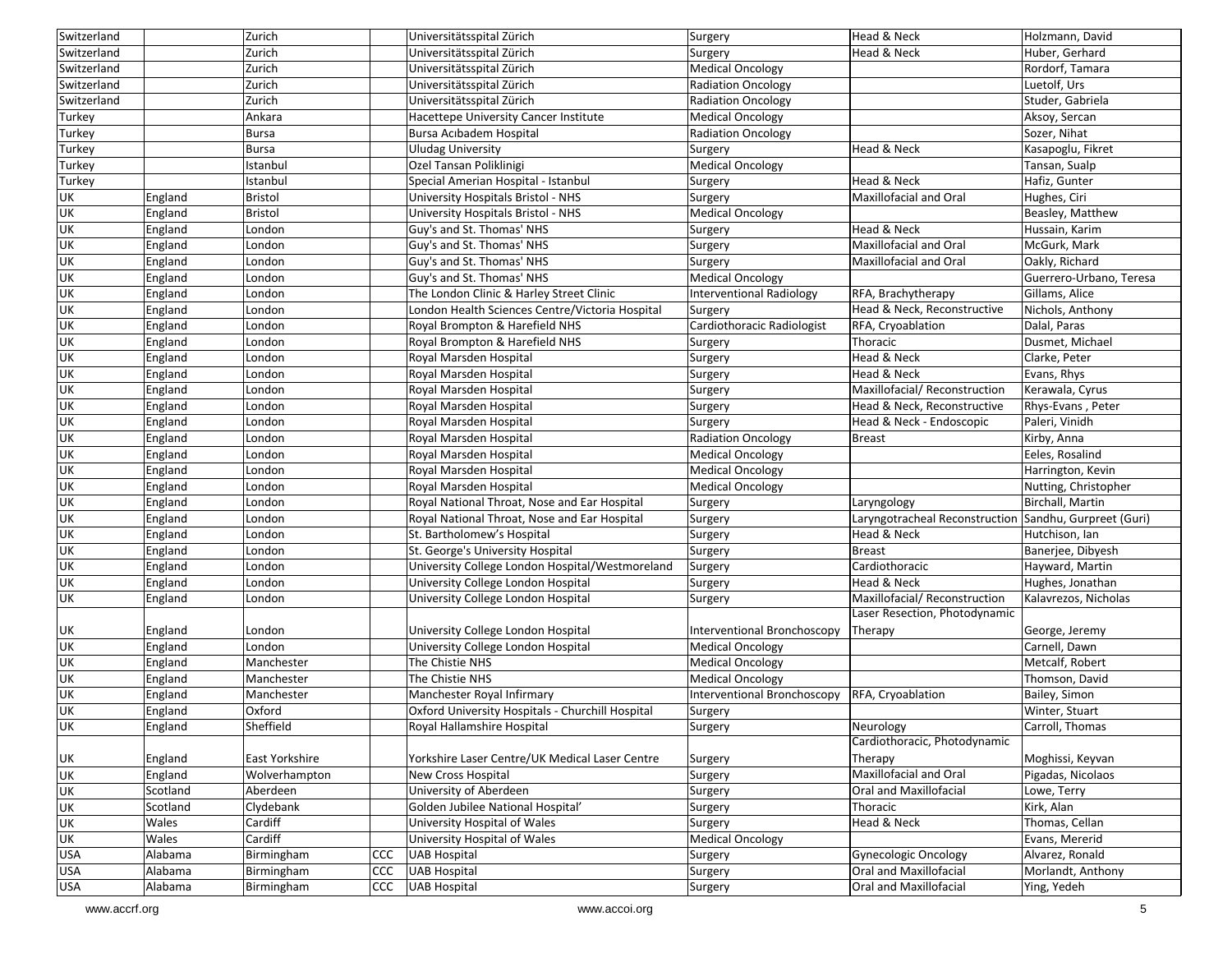| | | | | | | | |
|---|---|---|---|---|---|---|---|
| Switzerland | | Zurich | | Universitätsspital Zürich | Surgery | Head & Neck | Holzmann, David |
| Switzerland | | Zurich | | Universitätsspital Zürich | Surgery | Head & Neck | Huber, Gerhard |
| Switzerland | | Zurich | | Universitätsspital Zürich | Medical Oncology | | Rordorf, Tamara |
| Switzerland | | Zurich | | Universitätsspital Zürich | Radiation Oncology | | Luetolf, Urs |
| Switzerland | | Zurich | | Universitätsspital Zürich | Radiation Oncology | | Studer, Gabriela |
| Turkey | | Ankara | | Hacettepe University Cancer Institute | Medical Oncology | | Aksoy, Sercan |
| Turkey | | Bursa | | Bursa Acıbadem Hospital | Radiation Oncology | | Sozer, Nihat |
| Turkey | | Bursa | | Uludag University | Surgery | Head & Neck | Kasapoglu, Fikret |
| Turkey | | Istanbul | | Ozel Tansan Poliklinigi | Medical Oncology | | Tansan, Sualp |
| Turkey | | Istanbul | | Special Amerian Hospital - Istanbul | Surgery | Head & Neck | Hafiz, Gunter |
| UK | England | Bristol | | University Hospitals Bristol - NHS | Surgery | Maxillofacial and Oral | Hughes, Ciri |
| UK | England | Bristol | | University Hospitals Bristol - NHS | Medical Oncology | | Beasley, Matthew |
| UK | England | London | | Guy's and St. Thomas' NHS | Surgery | Head & Neck | Hussain, Karim |
| UK | England | London | | Guy's and St. Thomas' NHS | Surgery | Maxillofacial and Oral | McGurk, Mark |
| UK | England | London | | Guy's and St. Thomas' NHS | Surgery | Maxillofacial and Oral | Oakly, Richard |
| UK | England | London | | Guy's and St. Thomas' NHS | Medical Oncology | | Guerrero-Urbano, Teresa |
| UK | England | London | | The London Clinic & Harley Street Clinic | Interventional Radiology | RFA, Brachytherapy | Gillams, Alice |
| UK | England | London | | London Health Sciences Centre/Victoria Hospital | Surgery | Head & Neck, Reconstructive | Nichols, Anthony |
| UK | England | London | | Royal Brompton & Harefield NHS | Cardiothoracic Radiologist | RFA, Cryoablation | Dalal, Paras |
| UK | England | London | | Royal Brompton & Harefield NHS | Surgery | Thoracic | Dusmet, Michael |
| UK | England | London | | Royal Marsden Hospital | Surgery | Head & Neck | Clarke, Peter |
| UK | England | London | | Royal Marsden Hospital | Surgery | Head & Neck | Evans, Rhys |
| UK | England | London | | Royal Marsden Hospital | Surgery | Maxillofacial/ Reconstruction | Kerawala, Cyrus |
| UK | England | London | | Royal Marsden Hospital | Surgery | Head & Neck, Reconstructive | Rhys-Evans , Peter |
| UK | England | London | | Royal Marsden Hospital | Surgery | Head & Neck - Endoscopic | Paleri, Vinidh |
| UK | England | London | | Royal Marsden Hospital | Radiation Oncology | Breast | Kirby, Anna |
| UK | England | London | | Royal Marsden Hospital | Medical Oncology | | Eeles, Rosalind |
| UK | England | London | | Royal Marsden Hospital | Medical Oncology | | Harrington, Kevin |
| UK | England | London | | Royal Marsden Hospital | Medical Oncology | | Nutting, Christopher |
| UK | England | London | | Royal National Throat, Nose and Ear Hospital | Surgery | Laryngology | Birchall, Martin |
| UK | England | London | | Royal National Throat, Nose and Ear Hospital | Surgery | Laryngotracheal Reconstruction | Sandhu, Gurpreet (Guri) |
| UK | England | London | | St. Bartholomew's Hospital | Surgery | Head & Neck | Hutchison, Ian |
| UK | England | London | | St. George's University Hospital | Surgery | Breast | Banerjee, Dibyesh |
| UK | England | London | | University College London Hospital/Westmoreland | Surgery | Cardiothoracic | Hayward, Martin |
| UK | England | London | | University College London Hospital | Surgery | Head & Neck | Hughes, Jonathan |
| UK | England | London | | University College London Hospital | Surgery | Maxillofacial/ Reconstruction | Kalavrezos, Nicholas |
| UK | England | London | | University College London Hospital | Interventional Bronchoscopy | Laser Resection, Photodynamic Therapy | George, Jeremy |
| UK | England | London | | University College London Hospital | Medical Oncology | | Carnell, Dawn |
| UK | England | Manchester | | The Chistie NHS | Medical Oncology | | Metcalf, Robert |
| UK | England | Manchester | | The Chistie NHS | Medical Oncology | | Thomson, David |
| UK | England | Manchester | | Manchester Royal Infirmary | Interventional Bronchoscopy | RFA, Cryoablation | Bailey, Simon |
| UK | England | Oxford | | Oxford University Hospitals - Churchill Hospital | Surgery | | Winter, Stuart |
| UK | England | Sheffield | | Royal Hallamshire Hospital | Surgery | Neurology | Carroll, Thomas |
| UK | England | East Yorkshire | | Yorkshire Laser Centre/UK Medical Laser Centre | Surgery | Cardiothoracic, Photodynamic Therapy | Moghissi, Keyvan |
| UK | England | Wolverhampton | | New Cross Hospital | Surgery | Maxillofacial and Oral | Pigadas, Nicolaos |
| UK | Scotland | Aberdeen | | University of Aberdeen | Surgery | Oral and Maxillofacial | Lowe, Terry |
| UK | Scotland | Clydebank | | Golden Jubilee National Hospital' | Surgery | Thoracic | Kirk, Alan |
| UK | Wales | Cardiff | | University Hospital of Wales | Surgery | Head & Neck | Thomas, Cellan |
| UK | Wales | Cardiff | | University Hospital of Wales | Medical Oncology | | Evans, Mererid |
| USA | Alabama | Birmingham | CCC | UAB Hospital | Surgery | Gynecologic Oncology | Alvarez, Ronald |
| USA | Alabama | Birmingham | CCC | UAB Hospital | Surgery | Oral and Maxillofacial | Morlandt, Anthony |
| USA | Alabama | Birmingham | CCC | UAB Hospital | Surgery | Oral and Maxillofacial | Ying, Yedeh |

www.accrf.org www.accoi.org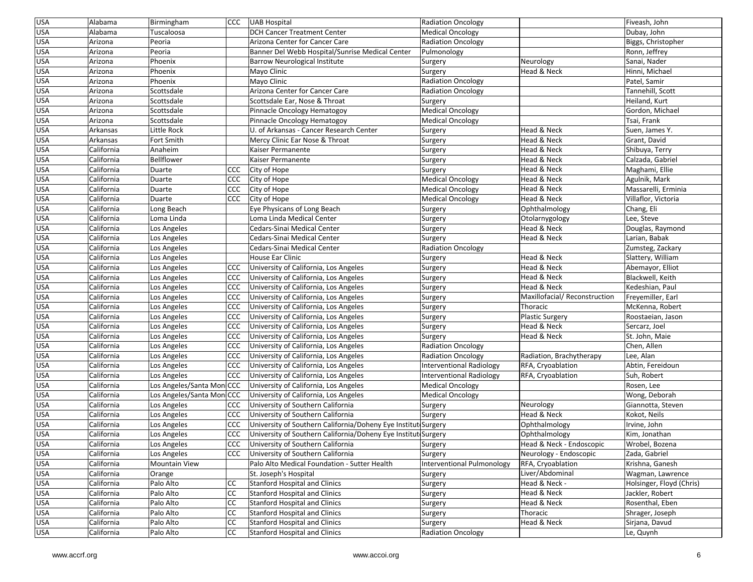| | | | | | | | |
|---|---|---|---|---|---|---|---|
| USA | Alabama | Birmingham | CCC | UAB Hospital | Radiation Oncology | | Fiveash, John |
| USA | Alabama | Tuscaloosa | | DCH Cancer Treatment Center | Medical Oncology | | Dubay, John |
| USA | Arizona | Peoria | | Arizona Center for Cancer Care | Radiation Oncology | | Biggs, Christopher |
| USA | Arizona | Peoria | | Banner Del Webb Hospital/Sunrise Medical Center | Pulmonology | | Ronn, Jeffrey |
| USA | Arizona | Phoenix | | Barrow Neurological Institute | Surgery | Neurology | Sanai, Nader |
| USA | Arizona | Phoenix | | Mayo Clinic | Surgery | Head & Neck | Hinni, Michael |
| USA | Arizona | Phoenix | | Mayo Clinic | Radiation Oncology | | Patel, Samir |
| USA | Arizona | Scottsdale | | Arizona Center for Cancer Care | Radiation Oncology | | Tannehill, Scott |
| USA | Arizona | Scottsdale | | Scottsdale Ear, Nose & Throat | Surgery | | Heiland, Kurt |
| USA | Arizona | Scottsdale | | Pinnacle Oncology Hematogoy | Medical Oncology | | Gordon, Michael |
| USA | Arizona | Scottsdale | | Pinnacle Oncology Hematogoy | Medical Oncology | | Tsai, Frank |
| USA | Arkansas | Little Rock | | U. of Arkansas - Cancer Research Center | Surgery | Head & Neck | Suen, James Y. |
| USA | Arkansas | Fort Smith | | Mercy Clinic Ear Nose & Throat | Surgery | Head & Neck | Grant, David |
| USA | California | Anaheim | | Kaiser Permanente | Surgery | Head & Neck | Shibuya, Terry |
| USA | California | Bellflower | | Kaiser Permanente | Surgery | Head & Neck | Calzada, Gabriel |
| USA | California | Duarte | CCC | City of Hope | Surgery | Head & Neck | Maghami, Ellie |
| USA | California | Duarte | CCC | City of Hope | Medical Oncology | Head & Neck | Agulnik, Mark |
| USA | California | Duarte | CCC | City of Hope | Medical Oncology | Head & Neck | Massarelli, Erminia |
| USA | California | Duarte | CCC | City of Hope | Medical Oncology | Head & Neck | Villaflor, Victoria |
| USA | California | Long Beach | | Eye Physicans of Long Beach | Surgery | Ophthalmology | Chang, Eli |
| USA | California | Loma Linda | | Loma Linda Medical Center | Surgery | Otolarnygology | Lee, Steve |
| USA | California | Los Angeles | | Cedars-Sinai Medical Center | Surgery | Head & Neck | Douglas, Raymond |
| USA | California | Los Angeles | | Cedars-Sinai Medical Center | Surgery | Head & Neck | Larian, Babak |
| USA | California | Los Angeles | | Cedars-Sinai Medical Center | Radiation Oncology | | Zumsteg, Zackary |
| USA | California | Los Angeles | | House Ear Clinic | Surgery | Head & Neck | Slattery, William |
| USA | California | Los Angeles | CCC | University of California, Los Angeles | Surgery | Head & Neck | Abemayor, Elliot |
| USA | California | Los Angeles | CCC | University of California, Los Angeles | Surgery | Head & Neck | Blackwell, Keith |
| USA | California | Los Angeles | CCC | University of California, Los Angeles | Surgery | Head & Neck | Kedeshian, Paul |
| USA | California | Los Angeles | CCC | University of California, Los Angeles | Surgery | Maxillofacial/ Reconstruction | Freyemiller, Earl |
| USA | California | Los Angeles | CCC | University of California, Los Angeles | Surgery | Thoracic | McKenna, Robert |
| USA | California | Los Angeles | CCC | University of California, Los Angeles | Surgery | Plastic Surgery | Roostaeian, Jason |
| USA | California | Los Angeles | CCC | University of California, Los Angeles | Surgery | Head & Neck | Sercarz, Joel |
| USA | California | Los Angeles | CCC | University of California, Los Angeles | Surgery | Head & Neck | St. John, Maie |
| USA | California | Los Angeles | CCC | University of California, Los Angeles | Radiation Oncology | | Chen, Allen |
| USA | California | Los Angeles | CCC | University of California, Los Angeles | Radiation Oncology | Radiation, Brachytherapy | Lee, Alan |
| USA | California | Los Angeles | CCC | University of California, Los Angeles | Interventional Radiology | RFA, Cryoablation | Abtin, Fereidoun |
| USA | California | Los Angeles | CCC | University of California, Los Angeles | Interventional Radiology | RFA, Cryoablation | Suh, Robert |
| USA | California | Los Angeles/Santa Mon | CCC | University of California, Los Angeles | Medical Oncology | | Rosen, Lee |
| USA | California | Los Angeles/Santa Mon | CCC | University of California, Los Angeles | Medical Oncology | | Wong, Deborah |
| USA | California | Los Angeles | CCC | University of Southern California | Surgery | Neurology | Giannotta, Steven |
| USA | California | Los Angeles | CCC | University of Southern California | Surgery | Head & Neck | Kokot, Neils |
| USA | California | Los Angeles | CCC | University of Southern California/Doheny Eye Institut | Surgery | Ophthalmology | Irvine, John |
| USA | California | Los Angeles | CCC | University of Southern California/Doheny Eye Institut | Surgery | Ophthalmology | Kim, Jonathan |
| USA | California | Los Angeles | CCC | University of Southern California | Surgery | Head & Neck - Endoscopic | Wrobel, Bozena |
| USA | California | Los Angeles | CCC | University of Southern California | Surgery | Neurology - Endoscopic | Zada, Gabriel |
| USA | California | Mountain View | | Palo Alto Medical Foundation - Sutter Health | Interventional Pulmonology | RFA, Cryoablation | Krishna, Ganesh |
| USA | California | Orange | | St. Joseph's Hospital | Surgery | Liver/Abdominal | Wagman, Lawrence |
| USA | California | Palo Alto | CC | Stanford Hospital and Clinics | Surgery | Head & Neck - | Holsinger, Floyd (Chris) |
| USA | California | Palo Alto | CC | Stanford Hospital and Clinics | Surgery | Head & Neck | Jackler, Robert |
| USA | California | Palo Alto | CC | Stanford Hospital and Clinics | Surgery | Head & Neck | Rosenthal, Eben |
| USA | California | Palo Alto | CC | Stanford Hospital and Clinics | Surgery | Thoracic | Shrager, Joseph |
| USA | California | Palo Alto | CC | Stanford Hospital and Clinics | Surgery | Head & Neck | Sirjana, Davud |
| USA | California | Palo Alto | CC | Stanford Hospital and Clinics | Radiation Oncology | | Le, Quynh |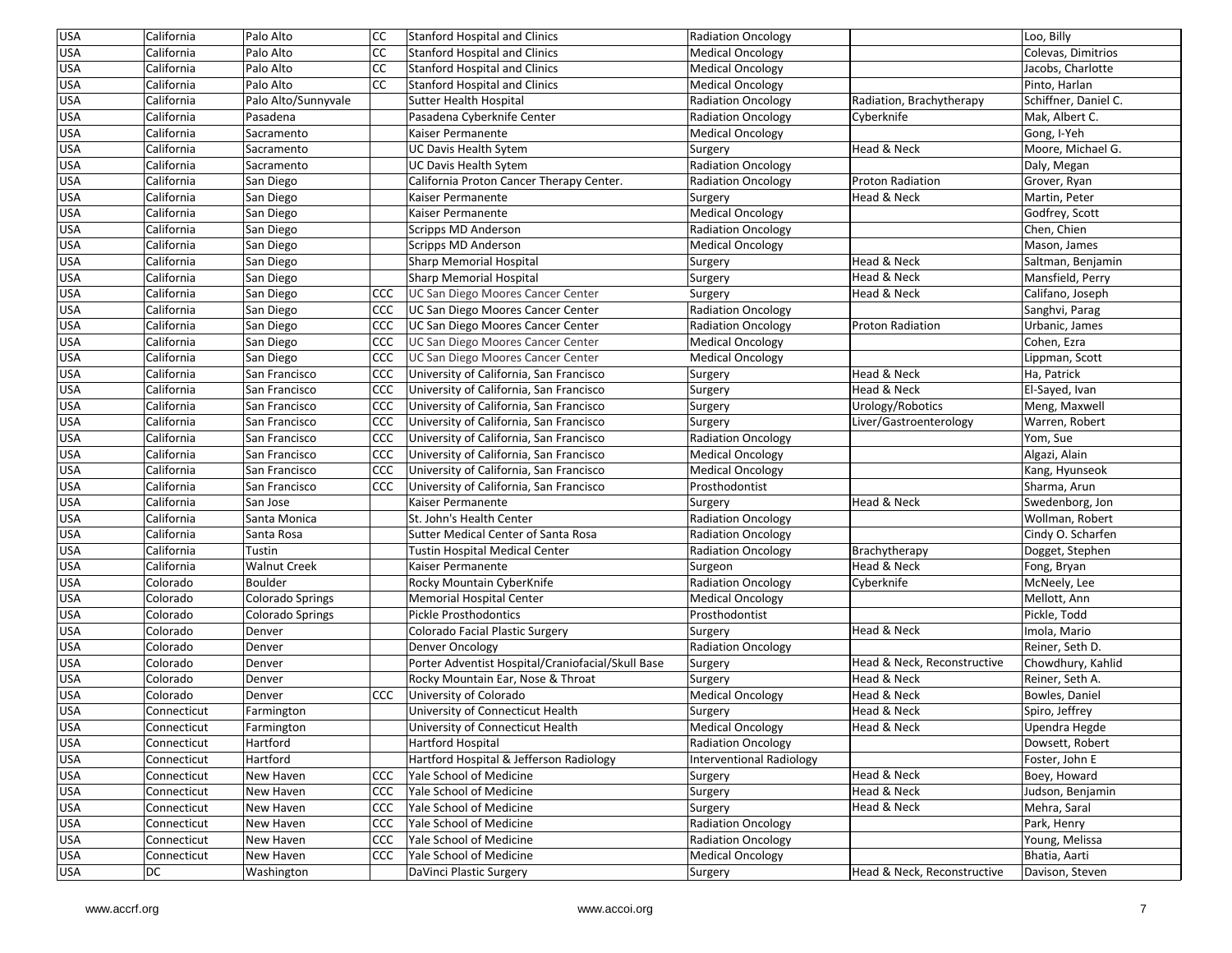| | | | | | | | |
|---|---|---|---|---|---|---|---|
| USA | California | Palo Alto | CC | Stanford Hospital and Clinics | Radiation Oncology | | Loo, Billy |
| USA | California | Palo Alto | CC | Stanford Hospital and Clinics | Medical Oncology | | Colevas, Dimitrios |
| USA | California | Palo Alto | CC | Stanford Hospital and Clinics | Medical Oncology | | Jacobs, Charlotte |
| USA | California | Palo Alto | CC | Stanford Hospital and Clinics | Medical Oncology | | Pinto, Harlan |
| USA | California | Palo Alto/Sunnyvale | | Sutter Health Hospital | Radiation Oncology | Radiation, Brachytherapy | Schiffner, Daniel C. |
| USA | California | Pasadena | | Pasadena Cyberknife Center | Radiation Oncology | Cyberknife | Mak, Albert C. |
| USA | California | Sacramento | | Kaiser Permanente | Medical Oncology | | Gong, I-Yeh |
| USA | California | Sacramento | | UC Davis Health Sytem | Surgery | Head & Neck | Moore, Michael G. |
| USA | California | Sacramento | | UC Davis Health Sytem | Radiation Oncology | | Daly, Megan |
| USA | California | San Diego | | California Proton Cancer Therapy Center. | Radiation Oncology | Proton Radiation | Grover, Ryan |
| USA | California | San Diego | | Kaiser Permanente | Surgery | Head & Neck | Martin, Peter |
| USA | California | San Diego | | Kaiser Permanente | Medical Oncology | | Godfrey, Scott |
| USA | California | San Diego | | Scripps MD Anderson | Radiation Oncology | | Chen, Chien |
| USA | California | San Diego | | Scripps MD Anderson | Medical Oncology | | Mason, James |
| USA | California | San Diego | | Sharp Memorial Hospital | Surgery | Head & Neck | Saltman, Benjamin |
| USA | California | San Diego | | Sharp Memorial Hospital | Surgery | Head & Neck | Mansfield, Perry |
| USA | California | San Diego | CCC | UC San Diego Moores Cancer Center | Surgery | Head & Neck | Califano, Joseph |
| USA | California | San Diego | CCC | UC San Diego Moores Cancer Center | Radiation Oncology | | Sanghvi, Parag |
| USA | California | San Diego | CCC | UC San Diego Moores Cancer Center | Radiation Oncology | Proton Radiation | Urbanic, James |
| USA | California | San Diego | CCC | UC San Diego Moores Cancer Center | Medical Oncology | | Cohen, Ezra |
| USA | California | San Diego | CCC | UC San Diego Moores Cancer Center | Medical Oncology | | Lippman, Scott |
| USA | California | San Francisco | CCC | University of California, San Francisco | Surgery | Head & Neck | Ha, Patrick |
| USA | California | San Francisco | CCC | University of California, San Francisco | Surgery | Head & Neck | El-Sayed, Ivan |
| USA | California | San Francisco | CCC | University of California, San Francisco | Surgery | Urology/Robotics | Meng, Maxwell |
| USA | California | San Francisco | CCC | University of California, San Francisco | Surgery | Liver/Gastroenterology | Warren, Robert |
| USA | California | San Francisco | CCC | University of California, San Francisco | Radiation Oncology | | Yom, Sue |
| USA | California | San Francisco | CCC | University of California, San Francisco | Medical Oncology | | Algazi, Alain |
| USA | California | San Francisco | CCC | University of California, San Francisco | Medical Oncology | | Kang, Hyunseok |
| USA | California | San Francisco | CCC | University of California, San Francisco | Prosthodontist | | Sharma, Arun |
| USA | California | San Jose | | Kaiser Permanente | Surgery | Head & Neck | Swedenborg, Jon |
| USA | California | Santa Monica | | St. John's Health Center | Radiation Oncology | | Wollman, Robert |
| USA | California | Santa Rosa | | Sutter Medical Center of Santa Rosa | Radiation Oncology | | Cindy O. Scharfen |
| USA | California | Tustin | | Tustin Hospital Medical Center | Radiation Oncology | Brachytherapy | Dogget, Stephen |
| USA | California | Walnut Creek | | Kaiser Permanente | Surgeon | Head & Neck | Fong, Bryan |
| USA | Colorado | Boulder | | Rocky Mountain CyberKnife | Radiation Oncology | Cyberknife | McNeely, Lee |
| USA | Colorado | Colorado Springs | | Memorial Hospital Center | Medical Oncology | | Mellott, Ann |
| USA | Colorado | Colorado Springs | | Pickle Prosthodontics | Prosthodontist | | Pickle, Todd |
| USA | Colorado | Denver | | Colorado Facial Plastic Surgery | Surgery | Head & Neck | Imola, Mario |
| USA | Colorado | Denver | | Denver Oncology | Radiation Oncology | | Reiner, Seth D. |
| USA | Colorado | Denver | | Porter Adventist Hospital/Craniofacial/Skull Base | Surgery | Head & Neck, Reconstructive | Chowdhury, Kahlid |
| USA | Colorado | Denver | | Rocky Mountain Ear, Nose & Throat | Surgery | Head & Neck | Reiner, Seth A. |
| USA | Colorado | Denver | CCC | University of Colorado | Medical Oncology | Head & Neck | Bowles, Daniel |
| USA | Connecticut | Farmington | | University of Connecticut Health | Surgery | Head & Neck | Spiro, Jeffrey |
| USA | Connecticut | Farmington | | University of Connecticut Health | Medical Oncology | Head & Neck | Upendra Hegde |
| USA | Connecticut | Hartford | | Hartford Hospital | Radiation Oncology | | Dowsett, Robert |
| USA | Connecticut | Hartford | | Hartford Hospital & Jefferson Radiology | Interventional Radiology | | Foster, John E |
| USA | Connecticut | New Haven | CCC | Yale School of Medicine | Surgery | Head & Neck | Boey, Howard |
| USA | Connecticut | New Haven | CCC | Yale School of Medicine | Surgery | Head & Neck | Judson, Benjamin |
| USA | Connecticut | New Haven | CCC | Yale School of Medicine | Surgery | Head & Neck | Mehra, Saral |
| USA | Connecticut | New Haven | CCC | Yale School of Medicine | Radiation Oncology | | Park, Henry |
| USA | Connecticut | New Haven | CCC | Yale School of Medicine | Radiation Oncology | | Young, Melissa |
| USA | Connecticut | New Haven | CCC | Yale School of Medicine | Medical Oncology | | Bhatia, Aarti |
| USA | DC | Washington | | DaVinci Plastic Surgery | Surgery | Head & Neck, Reconstructive | Davison, Steven |

www.accrf.org www.accoi.org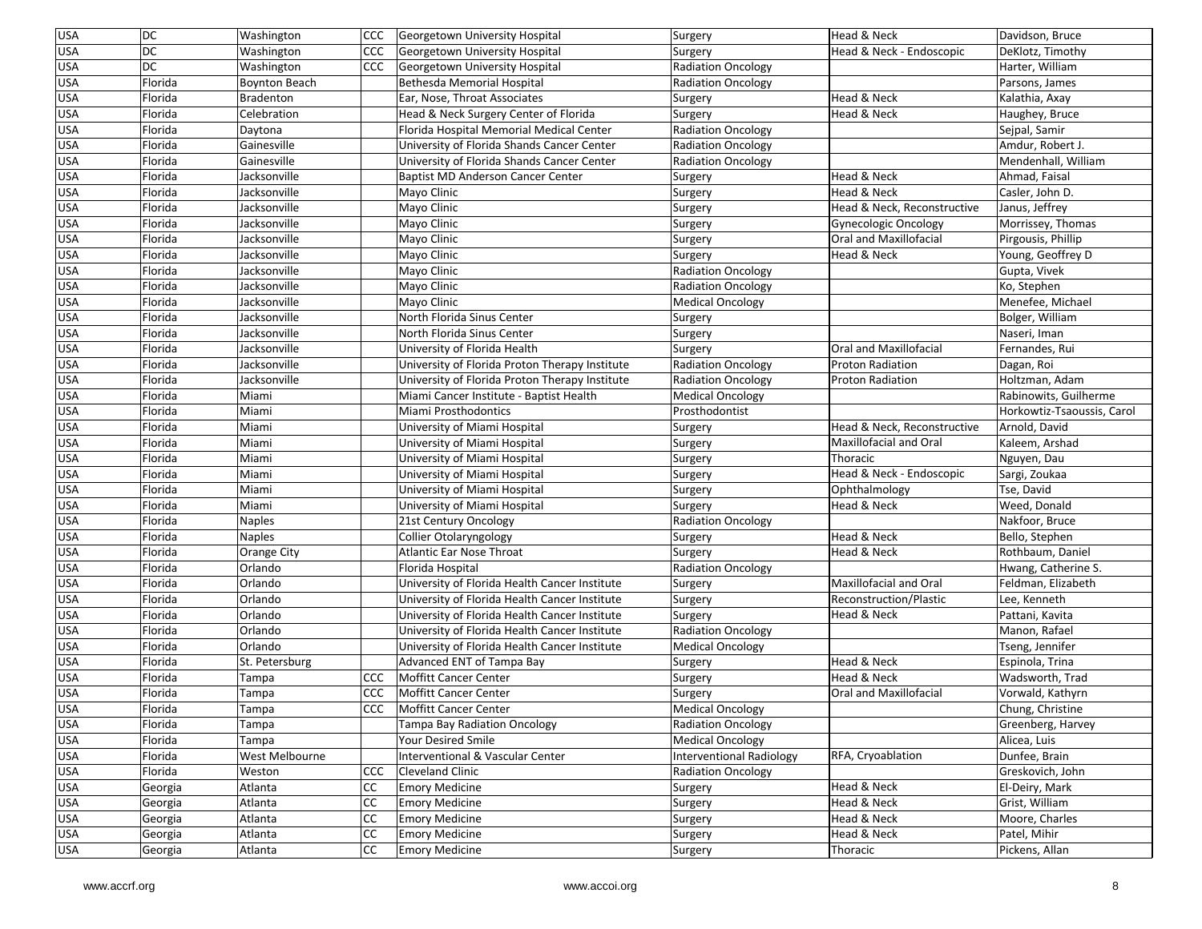| | | | | | | | |
|---|---|---|---|---|---|---|---|
| USA | DC | Washington | CCC | Georgetown University Hospital | Surgery | Head & Neck | Davidson, Bruce |
| USA | DC | Washington | CCC | Georgetown University Hospital | Surgery | Head & Neck - Endoscopic | DeKlotz, Timothy |
| USA | DC | Washington | CCC | Georgetown University Hospital | Radiation Oncology | | Harter, William |
| USA | Florida | Boynton Beach | | Bethesda Memorial Hospital | Radiation Oncology | | Parsons, James |
| USA | Florida | Bradenton | | Ear, Nose, Throat Associates | Surgery | Head & Neck | Kalathia, Axay |
| USA | Florida | Celebration | | Head & Neck Surgery Center of Florida | Surgery | Head & Neck | Haughey, Bruce |
| USA | Florida | Daytona | | Florida Hospital Memorial Medical Center | Radiation Oncology | | Sejpal, Samir |
| USA | Florida | Gainesville | | University of Florida Shands Cancer Center | Radiation Oncology | | Amdur, Robert J. |
| USA | Florida | Gainesville | | University of Florida Shands Cancer Center | Radiation Oncology | | Mendenhall, William |
| USA | Florida | Jacksonville | | Baptist MD Anderson Cancer Center | Surgery | Head & Neck | Ahmad, Faisal |
| USA | Florida | Jacksonville | | Mayo Clinic | Surgery | Head & Neck | Casler, John D. |
| USA | Florida | Jacksonville | | Mayo Clinic | Surgery | Head & Neck, Reconstructive | Janus, Jeffrey |
| USA | Florida | Jacksonville | | Mayo Clinic | Surgery | Gynecologic Oncology | Morrissey, Thomas |
| USA | Florida | Jacksonville | | Mayo Clinic | Surgery | Oral and Maxillofacial | Pirgousis, Phillip |
| USA | Florida | Jacksonville | | Mayo Clinic | Surgery | Head & Neck | Young, Geoffrey D |
| USA | Florida | Jacksonville | | Mayo Clinic | Radiation Oncology | | Gupta, Vivek |
| USA | Florida | Jacksonville | | Mayo Clinic | Radiation Oncology | | Ko, Stephen |
| USA | Florida | Jacksonville | | Mayo Clinic | Medical Oncology | | Menefee, Michael |
| USA | Florida | Jacksonville | | North Florida Sinus Center | Surgery | | Bolger, William |
| USA | Florida | Jacksonville | | North Florida Sinus Center | Surgery | | Naseri, Iman |
| USA | Florida | Jacksonville | | University of Florida Health | Surgery | Oral and Maxillofacial | Fernandes, Rui |
| USA | Florida | Jacksonville | | University of Florida Proton Therapy Institute | Radiation Oncology | Proton Radiation | Dagan, Roi |
| USA | Florida | Jacksonville | | University of Florida Proton Therapy Institute | Radiation Oncology | Proton Radiation | Holtzman, Adam |
| USA | Florida | Miami | | Miami Cancer Institute - Baptist Health | Medical Oncology | | Rabinowits, Guilherme |
| USA | Florida | Miami | | Miami Prosthodontics | Prosthodontist | | Horkowtiz-Tsaoussis, Carol |
| USA | Florida | Miami | | University of Miami Hospital | Surgery | Head & Neck, Reconstructive | Arnold, David |
| USA | Florida | Miami | | University of Miami Hospital | Surgery | Maxillofacial and Oral | Kaleem, Arshad |
| USA | Florida | Miami | | University of Miami Hospital | Surgery | Thoracic | Nguyen, Dau |
| USA | Florida | Miami | | University of Miami Hospital | Surgery | Head & Neck - Endoscopic | Sargi, Zoukaa |
| USA | Florida | Miami | | University of Miami Hospital | Surgery | Ophthalmology | Tse, David |
| USA | Florida | Miami | | University of Miami Hospital | Surgery | Head & Neck | Weed, Donald |
| USA | Florida | Naples | | 21st Century Oncology | Radiation Oncology | | Nakfoor, Bruce |
| USA | Florida | Naples | | Collier Otolaryngology | Surgery | Head & Neck | Bello, Stephen |
| USA | Florida | Orange City | | Atlantic Ear Nose Throat | Surgery | Head & Neck | Rothbaum, Daniel |
| USA | Florida | Orlando | | Florida Hospital | Radiation Oncology | | Hwang, Catherine S. |
| USA | Florida | Orlando | | University of Florida Health Cancer Institute | Surgery | Maxillofacial and Oral | Feldman, Elizabeth |
| USA | Florida | Orlando | | University of Florida Health Cancer Institute | Surgery | Reconstruction/Plastic | Lee, Kenneth |
| USA | Florida | Orlando | | University of Florida Health Cancer Institute | Surgery | Head & Neck | Pattani, Kavita |
| USA | Florida | Orlando | | University of Florida Health Cancer Institute | Radiation Oncology | | Manon, Rafael |
| USA | Florida | Orlando | | University of Florida Health Cancer Institute | Medical Oncology | | Tseng, Jennifer |
| USA | Florida | St. Petersburg | | Advanced ENT of Tampa Bay | Surgery | Head & Neck | Espinola, Trina |
| USA | Florida | Tampa | CCC | Moffitt Cancer Center | Surgery | Head & Neck | Wadsworth, Trad |
| USA | Florida | Tampa | CCC | Moffitt Cancer Center | Surgery | Oral and Maxillofacial | Vorwald, Kathyrn |
| USA | Florida | Tampa | CCC | Moffitt Cancer Center | Medical Oncology | | Chung, Christine |
| USA | Florida | Tampa | | Tampa Bay Radiation Oncology | Radiation Oncology | | Greenberg, Harvey |
| USA | Florida | Tampa | | Your Desired Smile | Medical Oncology | | Alicea, Luis |
| USA | Florida | West Melbourne | | Interventional & Vascular Center | Interventional Radiology | RFA, Cryoablation | Dunfee, Brain |
| USA | Florida | Weston | CCC | Cleveland Clinic | Radiation Oncology | | Greskovich, John |
| USA | Georgia | Atlanta | CC | Emory Medicine | Surgery | Head & Neck | El-Deiry, Mark |
| USA | Georgia | Atlanta | CC | Emory Medicine | Surgery | Head & Neck | Grist, William |
| USA | Georgia | Atlanta | CC | Emory Medicine | Surgery | Head & Neck | Moore, Charles |
| USA | Georgia | Atlanta | CC | Emory Medicine | Surgery | Head & Neck | Patel, Mihir |
| USA | Georgia | Atlanta | CC | Emory Medicine | Surgery | Thoracic | Pickens, Allan |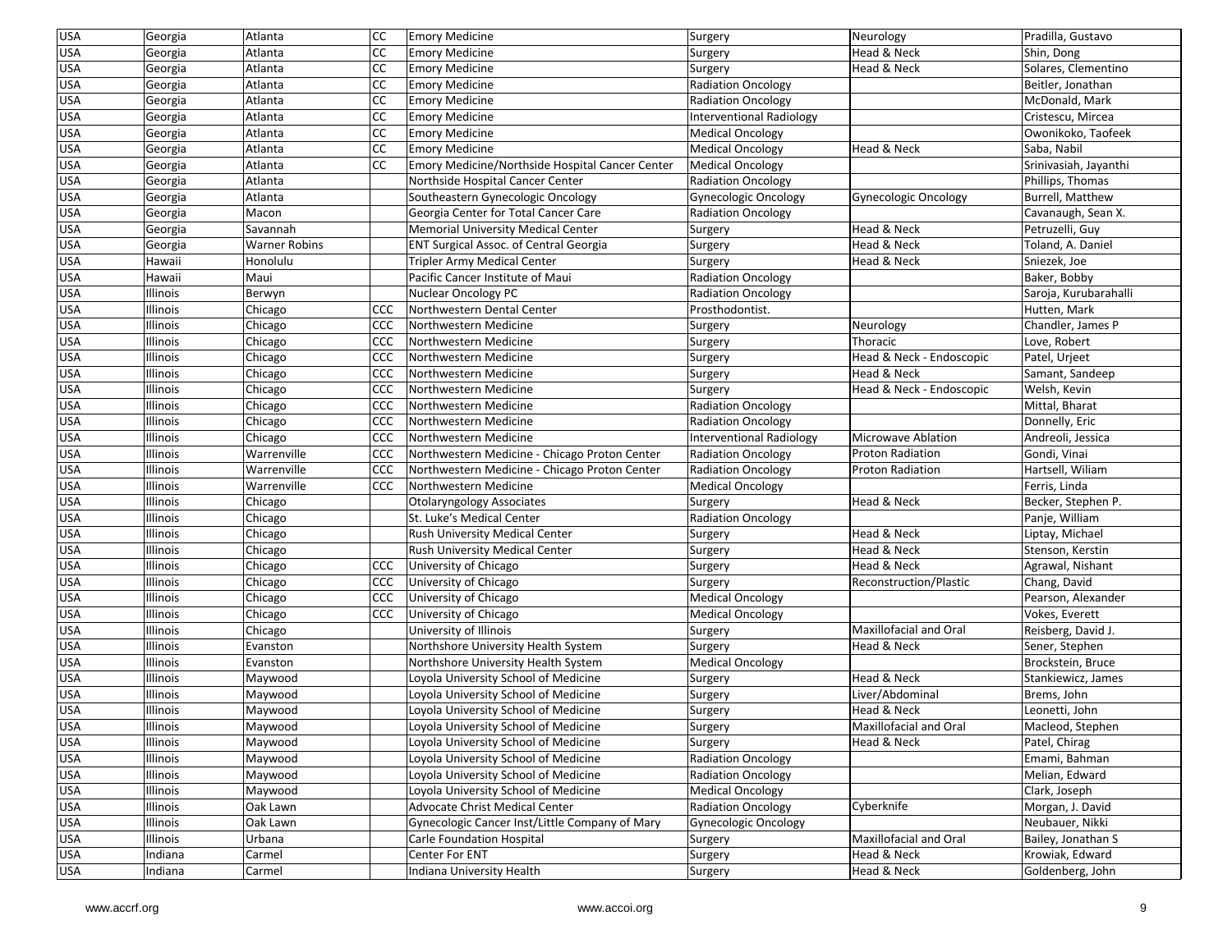| | | | | | | | |
|---|---|---|---|---|---|---|---|
| USA | Georgia | Atlanta | CC | Emory Medicine | Surgery | Neurology | Pradilla, Gustavo |
| USA | Georgia | Atlanta | CC | Emory Medicine | Surgery | Head & Neck | Shin, Dong |
| USA | Georgia | Atlanta | CC | Emory Medicine | Surgery | Head & Neck | Solares, Clementino |
| USA | Georgia | Atlanta | CC | Emory Medicine | Radiation Oncology | | Beitler, Jonathan |
| USA | Georgia | Atlanta | CC | Emory Medicine | Radiation Oncology | | McDonald, Mark |
| USA | Georgia | Atlanta | CC | Emory Medicine | Interventional Radiology | | Cristescu, Mircea |
| USA | Georgia | Atlanta | CC | Emory Medicine | Medical Oncology | | Owonikoko, Taofeek |
| USA | Georgia | Atlanta | CC | Emory Medicine | Medical Oncology | Head & Neck | Saba, Nabil |
| USA | Georgia | Atlanta | CC | Emory Medicine/Northside Hospital Cancer Center | Medical Oncology | | Srinivasiah, Jayanthi |
| USA | Georgia | Atlanta | | Northside Hospital Cancer Center | Radiation Oncology | | Phillips, Thomas |
| USA | Georgia | Atlanta | | Southeastern Gynecologic Oncology | Gynecologic Oncology | Gynecologic Oncology | Burrell, Matthew |
| USA | Georgia | Macon | | Georgia Center for Total Cancer Care | Radiation Oncology | | Cavanaugh, Sean X. |
| USA | Georgia | Savannah | | Memorial University Medical Center | Surgery | Head & Neck | Petruzelli, Guy |
| USA | Georgia | Warner Robins | | ENT Surgical Assoc. of Central Georgia | Surgery | Head & Neck | Toland, A. Daniel |
| USA | Hawaii | Honolulu | | Tripler Army Medical Center | Surgery | Head & Neck | Sniezek, Joe |
| USA | Hawaii | Maui | | Pacific Cancer Institute of Maui | Radiation Oncology | | Baker, Bobby |
| USA | Illinois | Berwyn | | Nuclear Oncology PC | Radiation Oncology | | Saroja, Kurubarahalli |
| USA | Illinois | Chicago | CCC | Northwestern Dental Center | Prosthodontist. | | Hutten, Mark |
| USA | Illinois | Chicago | CCC | Northwestern Medicine | Surgery | Neurology | Chandler, James P |
| USA | Illinois | Chicago | CCC | Northwestern Medicine | Surgery | Thoracic | Love, Robert |
| USA | Illinois | Chicago | CCC | Northwestern Medicine | Surgery | Head & Neck - Endoscopic | Patel, Urjeet |
| USA | Illinois | Chicago | CCC | Northwestern Medicine | Surgery | Head & Neck | Samant, Sandeep |
| USA | Illinois | Chicago | CCC | Northwestern Medicine | Surgery | Head & Neck - Endoscopic | Welsh, Kevin |
| USA | Illinois | Chicago | CCC | Northwestern Medicine | Radiation Oncology | | Mittal, Bharat |
| USA | Illinois | Chicago | CCC | Northwestern Medicine | Radiation Oncology | | Donnelly, Eric |
| USA | Illinois | Chicago | CCC | Northwestern Medicine | Interventional Radiology | Microwave Ablation | Andreoli, Jessica |
| USA | Illinois | Warrenville | CCC | Northwestern Medicine - Chicago Proton Center | Radiation Oncology | Proton Radiation | Gondi, Vinai |
| USA | Illinois | Warrenville | CCC | Northwestern Medicine - Chicago Proton Center | Radiation Oncology | Proton Radiation | Hartsell, Wiliam |
| USA | Illinois | Warrenville | CCC | Northwestern Medicine | Medical Oncology | | Ferris, Linda |
| USA | Illinois | Chicago | | Otolaryngology Associates | Surgery | Head & Neck | Becker, Stephen P. |
| USA | Illinois | Chicago | | St. Luke's Medical Center | Radiation Oncology | | Panje, William |
| USA | Illinois | Chicago | | Rush University Medical Center | Surgery | Head & Neck | Liptay, Michael |
| USA | Illinois | Chicago | | Rush University Medical Center | Surgery | Head & Neck | Stenson, Kerstin |
| USA | Illinois | Chicago | CCC | University of Chicago | Surgery | Head & Neck | Agrawal, Nishant |
| USA | Illinois | Chicago | CCC | University of Chicago | Surgery | Reconstruction/Plastic | Chang, David |
| USA | Illinois | Chicago | CCC | University of Chicago | Medical Oncology | | Pearson, Alexander |
| USA | Illinois | Chicago | CCC | University of Chicago | Medical Oncology | | Vokes, Everett |
| USA | Illinois | Chicago | | University of Illinois | Surgery | Maxillofacial and Oral | Reisberg, David J. |
| USA | Illinois | Evanston | | Northshore University Health System | Surgery | Head & Neck | Sener, Stephen |
| USA | Illinois | Evanston | | Northshore University Health System | Medical Oncology | | Brockstein, Bruce |
| USA | Illinois | Maywood | | Loyola University School of Medicine | Surgery | Head & Neck | Stankiewicz, James |
| USA | Illinois | Maywood | | Loyola University School of Medicine | Surgery | Liver/Abdominal | Brems, John |
| USA | Illinois | Maywood | | Loyola University School of Medicine | Surgery | Head & Neck | Leonetti, John |
| USA | Illinois | Maywood | | Loyola University School of Medicine | Surgery | Maxillofacial and Oral | Macleod, Stephen |
| USA | Illinois | Maywood | | Loyola University School of Medicine | Surgery | Head & Neck | Patel, Chirag |
| USA | Illinois | Maywood | | Loyola University School of Medicine | Radiation Oncology | | Emami, Bahman |
| USA | Illinois | Maywood | | Loyola University School of Medicine | Radiation Oncology | | Melian, Edward |
| USA | Illinois | Maywood | | Loyola University School of Medicine | Medical Oncology | | Clark, Joseph |
| USA | Illinois | Oak Lawn | | Advocate Christ Medical Center | Radiation Oncology | Cyberknife | Morgan, J. David |
| USA | Illinois | Oak Lawn | | Gynecologic Cancer Inst/Little Company of Mary | Gynecologic Oncology | | Neubauer, Nikki |
| USA | Illinois | Urbana | | Carle Foundation Hospital | Surgery | Maxillofacial and Oral | Bailey, Jonathan S |
| USA | Indiana | Carmel | | Center For ENT | Surgery | Head & Neck | Krowiak, Edward |
| USA | Indiana | Carmel | | Indiana University Health | Surgery | Head & Neck | Goldenberg, John |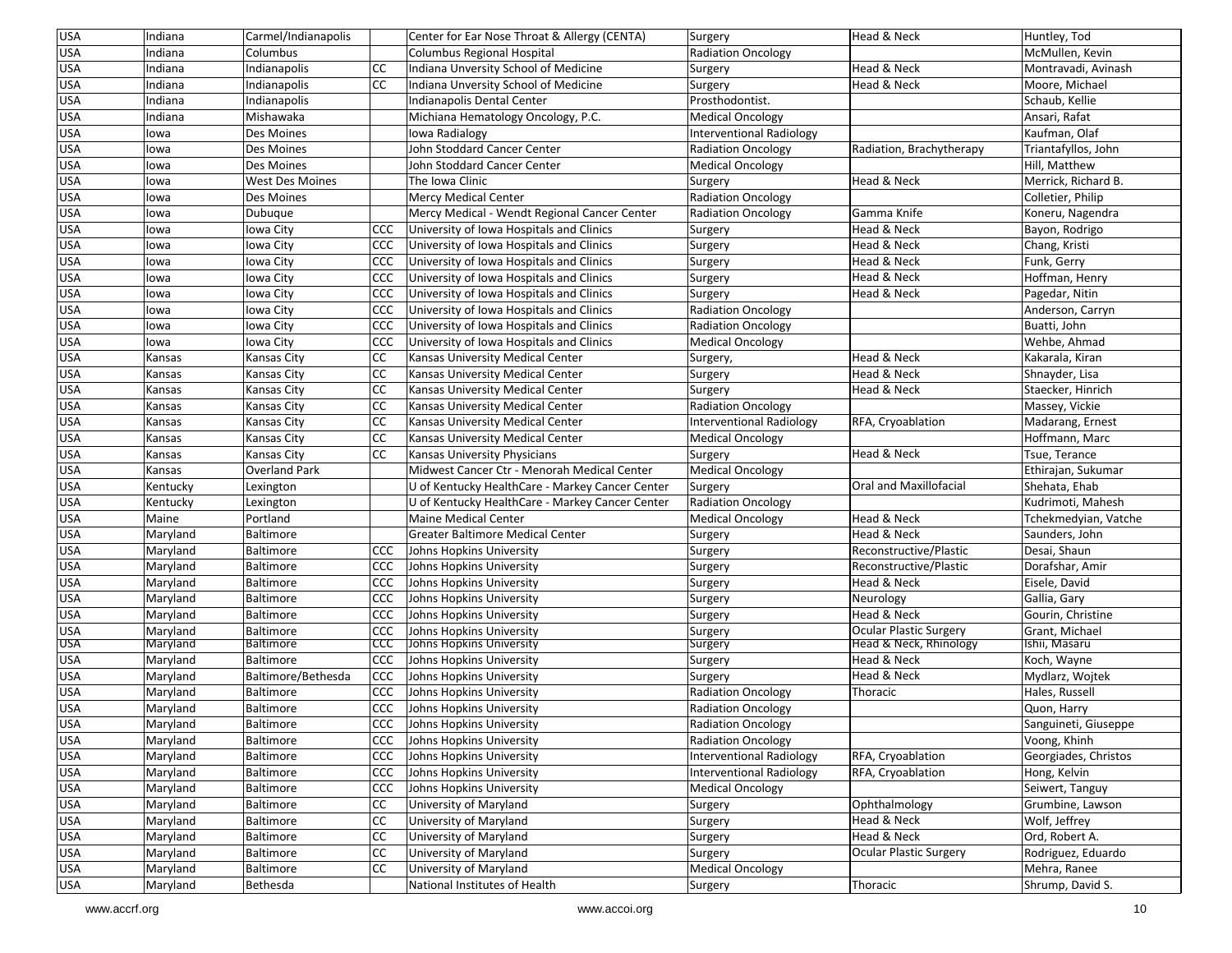| USA | Indiana | Carmel/Indianapolis | | Center for Ear Nose Throat & Allergy (CENTA) | Surgery | Head & Neck | Huntley, Tod |
|---|---|---|---|---|---|---|---|
| USA | Indiana | Columbus | | Columbus Regional Hospital | Radiation Oncology | | McMullen, Kevin |
| USA | Indiana | Indianapolis | CC | Indiana Unversity School of Medicine | Surgery | Head & Neck | Montravadi, Avinash |
| USA | Indiana | Indianapolis | CC | Indiana Unversity School of Medicine | Surgery | Head & Neck | Moore, Michael |
| USA | Indiana | Indianapolis | | Indianapolis Dental Center | Prosthodontist. | | Schaub, Kellie |
| USA | Indiana | Mishawaka | | Michiana Hematology Oncology, P.C. | Medical Oncology | | Ansari, Rafat |
| USA | Iowa | Des Moines | | Iowa Radialogy | Interventional Radiology | | Kaufman, Olaf |
| USA | Iowa | Des Moines | | John Stoddard Cancer Center | Radiation Oncology | Radiation, Brachytherapy | Triantafyllos, John |
| USA | Iowa | Des Moines | | John Stoddard Cancer Center | Medical Oncology | | Hill, Matthew |
| USA | Iowa | West Des Moines | | The Iowa Clinic | Surgery | Head & Neck | Merrick, Richard B. |
| USA | Iowa | Des Moines | | Mercy Medical Center | Radiation Oncology | | Colletier, Philip |
| USA | Iowa | Dubuque | | Mercy Medical - Wendt Regional Cancer Center | Radiation Oncology | Gamma Knife | Koneru, Nagendra |
| USA | Iowa | Iowa City | CCC | University of Iowa Hospitals and Clinics | Surgery | Head & Neck | Bayon, Rodrigo |
| USA | Iowa | Iowa City | CCC | University of Iowa Hospitals and Clinics | Surgery | Head & Neck | Chang, Kristi |
| USA | Iowa | Iowa City | CCC | University of Iowa Hospitals and Clinics | Surgery | Head & Neck | Funk, Gerry |
| USA | Iowa | Iowa City | CCC | University of Iowa Hospitals and Clinics | Surgery | Head & Neck | Hoffman, Henry |
| USA | Iowa | Iowa City | CCC | University of Iowa Hospitals and Clinics | Surgery | Head & Neck | Pagedar, Nitin |
| USA | Iowa | Iowa City | CCC | University of Iowa Hospitals and Clinics | Radiation Oncology | | Anderson, Carryn |
| USA | Iowa | Iowa City | CCC | University of Iowa Hospitals and Clinics | Radiation Oncology | | Buatti, John |
| USA | Iowa | Iowa City | CCC | University of Iowa Hospitals and Clinics | Medical Oncology | | Wehbe, Ahmad |
| USA | Kansas | Kansas City | CC | Kansas University Medical Center | Surgery, | Head & Neck | Kakarala, Kiran |
| USA | Kansas | Kansas City | CC | Kansas University Medical Center | Surgery | Head & Neck | Shnayder, Lisa |
| USA | Kansas | Kansas City | CC | Kansas University Medical Center | Surgery | Head & Neck | Staecker, Hinrich |
| USA | Kansas | Kansas City | CC | Kansas University Medical Center | Radiation Oncology | | Massey, Vickie |
| USA | Kansas | Kansas City | CC | Kansas University Medical Center | Interventional Radiology | RFA, Cryoablation | Madarang, Ernest |
| USA | Kansas | Kansas City | CC | Kansas University Medical Center | Medical Oncology | | Hoffmann, Marc |
| USA | Kansas | Kansas City | CC | Kansas University Physicians | Surgery | Head & Neck | Tsue, Terance |
| USA | Kansas | Overland Park | | Midwest Cancer Ctr - Menorah Medical Center | Medical Oncology | | Ethirajan, Sukumar |
| USA | Kentucky | Lexington | | U of Kentucky HealthCare - Markey Cancer Center | Surgery | Oral and Maxillofacial | Shehata, Ehab |
| USA | Kentucky | Lexington | | U of Kentucky HealthCare - Markey Cancer Center | Radiation Oncology | | Kudrimoti, Mahesh |
| USA | Maine | Portland | | Maine Medical Center | Medical Oncology | Head & Neck | Tchekmedyian, Vatche |
| USA | Maryland | Baltimore | | Greater Baltimore Medical Center | Surgery | Head & Neck | Saunders, John |
| USA | Maryland | Baltimore | CCC | Johns Hopkins University | Surgery | Reconstructive/Plastic | Desai, Shaun |
| USA | Maryland | Baltimore | CCC | Johns Hopkins University | Surgery | Reconstructive/Plastic | Dorafshar, Amir |
| USA | Maryland | Baltimore | CCC | Johns Hopkins University | Surgery | Head & Neck | Eisele, David |
| USA | Maryland | Baltimore | CCC | Johns Hopkins University | Surgery | Neurology | Gallia, Gary |
| USA | Maryland | Baltimore | CCC | Johns Hopkins University | Surgery | Head & Neck | Gourin, Christine |
| USA | Maryland | Baltimore | CCC | Johns Hopkins University | Surgery | Ocular Plastic Surgery | Grant, Michael |
| USA | Maryland | Baltimore | CCC | Johns Hopkins University | Surgery | Head & Neck, Rhinology | Ishii, Masaru |
| USA | Maryland | Baltimore | CCC | Johns Hopkins University | Surgery | Head & Neck | Koch, Wayne |
| USA | Maryland | Baltimore/Bethesda | CCC | Johns Hopkins University | Surgery | Head & Neck | Mydlarz, Wojtek |
| USA | Maryland | Baltimore | CCC | Johns Hopkins University | Radiation Oncology | Thoracic | Hales, Russell |
| USA | Maryland | Baltimore | CCC | Johns Hopkins University | Radiation Oncology | | Quon, Harry |
| USA | Maryland | Baltimore | CCC | Johns Hopkins University | Radiation Oncology | | Sanguineti, Giuseppe |
| USA | Maryland | Baltimore | CCC | Johns Hopkins University | Radiation Oncology | | Voong, Khinh |
| USA | Maryland | Baltimore | CCC | Johns Hopkins University | Interventional Radiology | RFA, Cryoablation | Georgiades, Christos |
| USA | Maryland | Baltimore | CCC | Johns Hopkins University | Interventional Radiology | RFA, Cryoablation | Hong, Kelvin |
| USA | Maryland | Baltimore | CCC | Johns Hopkins University | Medical Oncology | | Seiwert, Tanguy |
| USA | Maryland | Baltimore | CC | University of Maryland | Surgery | Ophthalmology | Grumbine, Lawson |
| USA | Maryland | Baltimore | CC | University of Maryland | Surgery | Head & Neck | Wolf, Jeffrey |
| USA | Maryland | Baltimore | CC | University of Maryland | Surgery | Head & Neck | Ord, Robert A. |
| USA | Maryland | Baltimore | CC | University of Maryland | Surgery | Ocular Plastic Surgery | Rodriguez, Eduardo |
| USA | Maryland | Baltimore | CC | University of Maryland | Medical Oncology | | Mehra, Ranee |
| USA | Maryland | Bethesda | | National Institutes of Health | Surgery | Thoracic | Shrump, David S. |

www.accrf.org www.accoi.org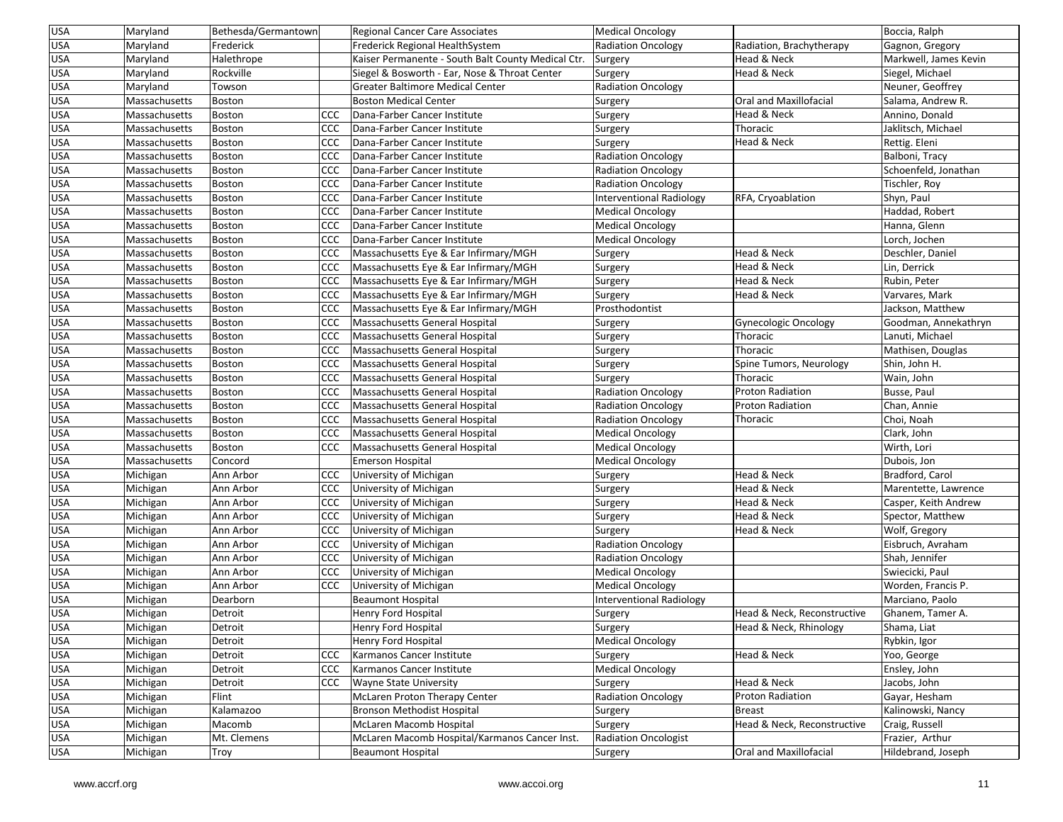| | | | | | | | |
|---|---|---|---|---|---|---|---|
| USA | Maryland | Bethesda/Germantown | | Regional Cancer Care Associates | Medical Oncology | | Boccia, Ralph |
| USA | Maryland | Frederick | | Frederick Regional HealthSystem | Radiation Oncology | Radiation, Brachytherapy | Gagnon, Gregory |
| USA | Maryland | Halethrope | | Kaiser Permanente - South Balt County Medical Ctr. | Surgery | Head & Neck | Markwell, James Kevin |
| USA | Maryland | Rockville | | Siegel & Bosworth - Ear, Nose & Throat Center | Surgery | Head & Neck | Siegel, Michael |
| USA | Maryland | Towson | | Greater Baltimore Medical Center | Radiation Oncology | | Neuner, Geoffrey |
| USA | Massachusetts | Boston | | Boston Medical Center | Surgery | Oral and Maxillofacial | Salama, Andrew R. |
| USA | Massachusetts | Boston | CCC | Dana-Farber Cancer Institute | Surgery | Head & Neck | Annino, Donald |
| USA | Massachusetts | Boston | CCC | Dana-Farber Cancer Institute | Surgery | Thoracic | Jaklitsch, Michael |
| USA | Massachusetts | Boston | CCC | Dana-Farber Cancer Institute | Surgery | Head & Neck | Rettig. Eleni |
| USA | Massachusetts | Boston | CCC | Dana-Farber Cancer Institute | Radiation Oncology | | Balboni, Tracy |
| USA | Massachusetts | Boston | CCC | Dana-Farber Cancer Institute | Radiation Oncology | | Schoenfeld, Jonathan |
| USA | Massachusetts | Boston | CCC | Dana-Farber Cancer Institute | Radiation Oncology | | Tischler, Roy |
| USA | Massachusetts | Boston | CCC | Dana-Farber Cancer Institute | Interventional Radiology | RFA, Cryoablation | Shyn, Paul |
| USA | Massachusetts | Boston | CCC | Dana-Farber Cancer Institute | Medical Oncology | | Haddad, Robert |
| USA | Massachusetts | Boston | CCC | Dana-Farber Cancer Institute | Medical Oncology | | Hanna, Glenn |
| USA | Massachusetts | Boston | CCC | Dana-Farber Cancer Institute | Medical Oncology | | Lorch, Jochen |
| USA | Massachusetts | Boston | CCC | Massachusetts Eye & Ear Infirmary/MGH | Surgery | Head & Neck | Deschler, Daniel |
| USA | Massachusetts | Boston | CCC | Massachusetts Eye & Ear Infirmary/MGH | Surgery | Head & Neck | Lin, Derrick |
| USA | Massachusetts | Boston | CCC | Massachusetts Eye & Ear Infirmary/MGH | Surgery | Head & Neck | Rubin, Peter |
| USA | Massachusetts | Boston | CCC | Massachusetts Eye & Ear Infirmary/MGH | Surgery | Head & Neck | Varvares, Mark |
| USA | Massachusetts | Boston | CCC | Massachusetts Eye & Ear Infirmary/MGH | Prosthodontist | | Jackson, Matthew |
| USA | Massachusetts | Boston | CCC | Massachusetts General Hospital | Surgery | Gynecologic Oncology | Goodman, Annekathryn |
| USA | Massachusetts | Boston | CCC | Massachusetts General Hospital | Surgery | Thoracic | Lanuti, Michael |
| USA | Massachusetts | Boston | CCC | Massachusetts General Hospital | Surgery | Thoracic | Mathisen, Douglas |
| USA | Massachusetts | Boston | CCC | Massachusetts General Hospital | Surgery | Spine Tumors, Neurology | Shin, John H. |
| USA | Massachusetts | Boston | CCC | Massachusetts General Hospital | Surgery | Thoracic | Wain, John |
| USA | Massachusetts | Boston | CCC | Massachusetts General Hospital | Radiation Oncology | Proton Radiation | Busse, Paul |
| USA | Massachusetts | Boston | CCC | Massachusetts General Hospital | Radiation Oncology | Proton Radiation | Chan, Annie |
| USA | Massachusetts | Boston | CCC | Massachusetts General Hospital | Radiation Oncology | Thoracic | Choi, Noah |
| USA | Massachusetts | Boston | CCC | Massachusetts General Hospital | Medical Oncology | | Clark, John |
| USA | Massachusetts | Boston | CCC | Massachusetts General Hospital | Medical Oncology | | Wirth, Lori |
| USA | Massachusetts | Concord | | Emerson Hospital | Medical Oncology | | Dubois, Jon |
| USA | Michigan | Ann Arbor | CCC | University of Michigan | Surgery | Head & Neck | Bradford, Carol |
| USA | Michigan | Ann Arbor | CCC | University of Michigan | Surgery | Head & Neck | Marentette, Lawrence |
| USA | Michigan | Ann Arbor | CCC | University of Michigan | Surgery | Head & Neck | Casper, Keith Andrew |
| USA | Michigan | Ann Arbor | CCC | University of Michigan | Surgery | Head & Neck | Spector, Matthew |
| USA | Michigan | Ann Arbor | CCC | University of Michigan | Surgery | Head & Neck | Wolf, Gregory |
| USA | Michigan | Ann Arbor | CCC | University of Michigan | Radiation Oncology | | Eisbruch, Avraham |
| USA | Michigan | Ann Arbor | CCC | University of Michigan | Radiation Oncology | | Shah, Jennifer |
| USA | Michigan | Ann Arbor | CCC | University of Michigan | Medical Oncology | | Swiecicki, Paul |
| USA | Michigan | Ann Arbor | CCC | University of Michigan | Medical Oncology | | Worden, Francis P. |
| USA | Michigan | Dearborn | | Beaumont Hospital | Interventional Radiology | | Marciano, Paolo |
| USA | Michigan | Detroit | | Henry Ford Hospital | Surgery | Head & Neck, Reconstructive | Ghanem, Tamer A. |
| USA | Michigan | Detroit | | Henry Ford Hospital | Surgery | Head & Neck, Rhinology | Shama, Liat |
| USA | Michigan | Detroit | | Henry Ford Hospital | Medical Oncology | | Rybkin, Igor |
| USA | Michigan | Detroit | CCC | Karmanos Cancer Institute | Surgery | Head & Neck | Yoo, George |
| USA | Michigan | Detroit | CCC | Karmanos Cancer Institute | Medical Oncology | | Ensley, John |
| USA | Michigan | Detroit | CCC | Wayne State University | Surgery | Head & Neck | Jacobs, John |
| USA | Michigan | Flint | | McLaren Proton Therapy Center | Radiation Oncology | Proton Radiation | Gayar, Hesham |
| USA | Michigan | Kalamazoo | | Bronson Methodist Hospital | Surgery | Breast | Kalinowski, Nancy |
| USA | Michigan | Macomb | | McLaren Macomb Hospital | Surgery | Head & Neck, Reconstructive | Craig, Russell |
| USA | Michigan | Mt. Clemens | | McLaren Macomb Hospital/Karmanos Cancer Inst. | Radiation Oncologist | | Frazier, Arthur |
| USA | Michigan | Troy | | Beaumont Hospital | Surgery | Oral and Maxillofacial | Hildebrand, Joseph |

www.accrf.org www.accoi.org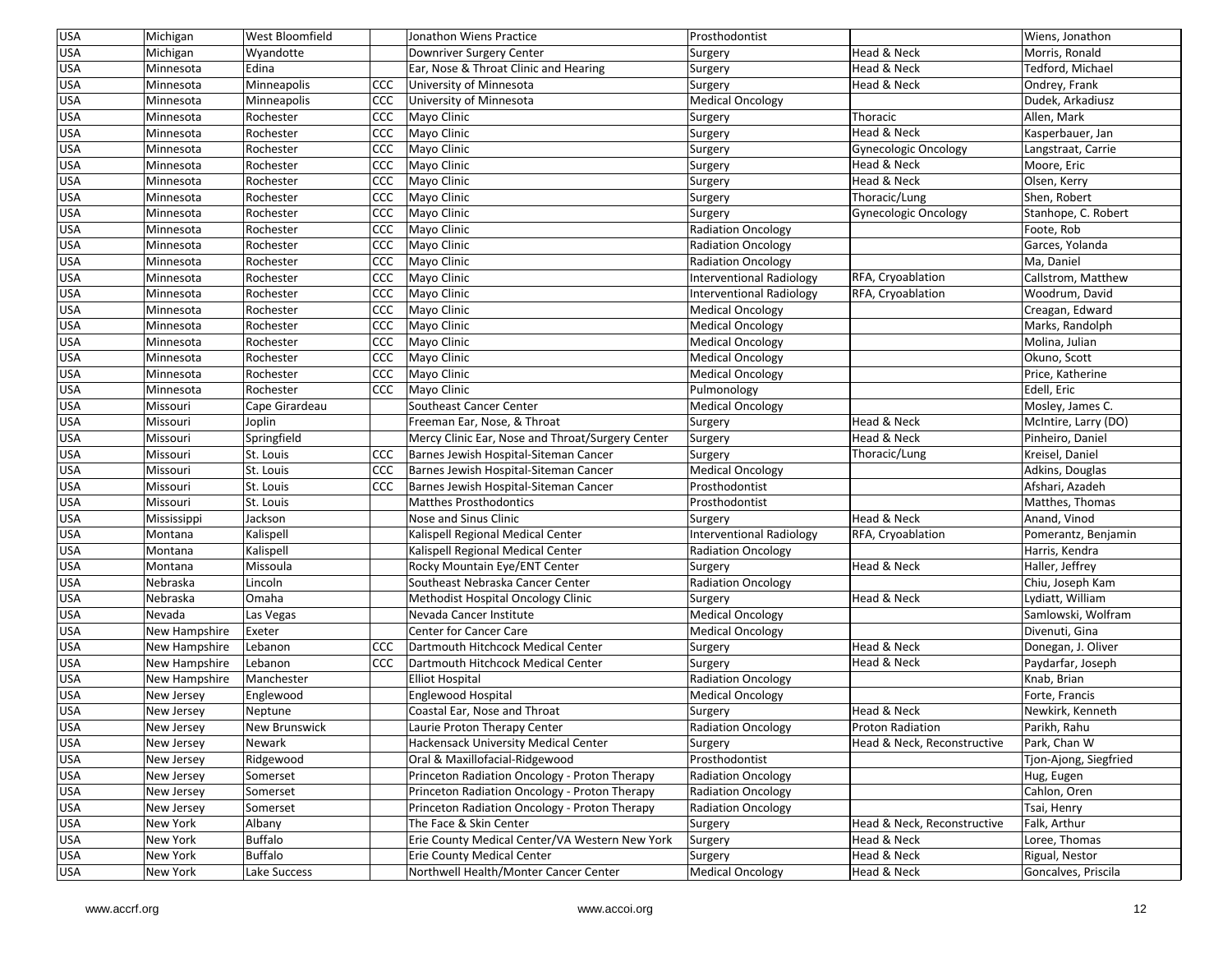| USA | Michigan | West Bloomfield | | Jonathon Wiens Practice | Prosthodontist | | Wiens, Jonathon |
|---|---|---|---|---|---|---|---|
| USA | Michigan | Wyandotte | | Downriver Surgery Center | Surgery | Head & Neck | Morris, Ronald |
| USA | Minnesota | Edina | | Ear, Nose & Throat Clinic and Hearing | Surgery | Head & Neck | Tedford, Michael |
| USA | Minnesota | Minneapolis | CCC | University of Minnesota | Surgery | Head & Neck | Ondrey, Frank |
| USA | Minnesota | Minneapolis | CCC | University of Minnesota | Medical Oncology | | Dudek, Arkadiusz |
| USA | Minnesota | Rochester | CCC | Mayo Clinic | Surgery | Thoracic | Allen, Mark |
| USA | Minnesota | Rochester | CCC | Mayo Clinic | Surgery | Head & Neck | Kasperbauer, Jan |
| USA | Minnesota | Rochester | CCC | Mayo Clinic | Surgery | Gynecologic Oncology | Langstraat, Carrie |
| USA | Minnesota | Rochester | CCC | Mayo Clinic | Surgery | Head & Neck | Moore, Eric |
| USA | Minnesota | Rochester | CCC | Mayo Clinic | Surgery | Head & Neck | Olsen, Kerry |
| USA | Minnesota | Rochester | CCC | Mayo Clinic | Surgery | Thoracic/Lung | Shen, Robert |
| USA | Minnesota | Rochester | CCC | Mayo Clinic | Surgery | Gynecologic Oncology | Stanhope, C. Robert |
| USA | Minnesota | Rochester | CCC | Mayo Clinic | Radiation Oncology | | Foote, Rob |
| USA | Minnesota | Rochester | CCC | Mayo Clinic | Radiation Oncology | | Garces, Yolanda |
| USA | Minnesota | Rochester | CCC | Mayo Clinic | Radiation Oncology | | Ma, Daniel |
| USA | Minnesota | Rochester | CCC | Mayo Clinic | Interventional Radiology | RFA, Cryoablation | Callstrom, Matthew |
| USA | Minnesota | Rochester | CCC | Mayo Clinic | Interventional Radiology | RFA, Cryoablation | Woodrum, David |
| USA | Minnesota | Rochester | CCC | Mayo Clinic | Medical Oncology | | Creagan, Edward |
| USA | Minnesota | Rochester | CCC | Mayo Clinic | Medical Oncology | | Marks, Randolph |
| USA | Minnesota | Rochester | CCC | Mayo Clinic | Medical Oncology | | Molina, Julian |
| USA | Minnesota | Rochester | CCC | Mayo Clinic | Medical Oncology | | Okuno, Scott |
| USA | Minnesota | Rochester | CCC | Mayo Clinic | Medical Oncology | | Price, Katherine |
| USA | Minnesota | Rochester | CCC | Mayo Clinic | Pulmonology | | Edell, Eric |
| USA | Missouri | Cape Girardeau | | Southeast Cancer Center | Medical Oncology | | Mosley, James C. |
| USA | Missouri | Joplin | | Freeman Ear, Nose, & Throat | Surgery | Head & Neck | McIntire, Larry (DO) |
| USA | Missouri | Springfield | | Mercy Clinic Ear, Nose and Throat/Surgery Center | Surgery | Head & Neck | Pinheiro, Daniel |
| USA | Missouri | St. Louis | CCC | Barnes Jewish Hospital-Siteman Cancer | Surgery | Thoracic/Lung | Kreisel, Daniel |
| USA | Missouri | St. Louis | CCC | Barnes Jewish Hospital-Siteman Cancer | Medical Oncology | | Adkins, Douglas |
| USA | Missouri | St. Louis | CCC | Barnes Jewish Hospital-Siteman Cancer | Prosthodontist | | Afshari, Azadeh |
| USA | Missouri | St. Louis | | Matthes Prosthodontics | Prosthodontist | | Matthes, Thomas |
| USA | Mississippi | Jackson | | Nose and Sinus Clinic | Surgery | Head & Neck | Anand, Vinod |
| USA | Montana | Kalispell | | Kalispell Regional Medical Center | Interventional Radiology | RFA, Cryoablation | Pomerantz, Benjamin |
| USA | Montana | Kalispell | | Kalispell Regional Medical Center | Radiation Oncology | | Harris, Kendra |
| USA | Montana | Missoula | | Rocky Mountain Eye/ENT Center | Surgery | Head & Neck | Haller, Jeffrey |
| USA | Nebraska | Lincoln | | Southeast Nebraska Cancer Center | Radiation Oncology | | Chiu, Joseph Kam |
| USA | Nebraska | Omaha | | Methodist Hospital Oncology Clinic | Surgery | Head & Neck | Lydiatt, William |
| USA | Nevada | Las Vegas | | Nevada Cancer Institute | Medical Oncology | | Samlowski, Wolfram |
| USA | New Hampshire | Exeter | | Center for Cancer Care | Medical Oncology | | Divenuti, Gina |
| USA | New Hampshire | Lebanon | CCC | Dartmouth Hitchcock Medical Center | Surgery | Head & Neck | Donegan, J. Oliver |
| USA | New Hampshire | Lebanon | CCC | Dartmouth Hitchcock Medical Center | Surgery | Head & Neck | Paydarfar, Joseph |
| USA | New Hampshire | Manchester | | Elliot Hospital | Radiation Oncology | | Knab, Brian |
| USA | New Jersey | Englewood | | Englewood Hospital | Medical Oncology | | Forte, Francis |
| USA | New Jersey | Neptune | | Coastal Ear, Nose and Throat | Surgery | Head & Neck | Newkirk, Kenneth |
| USA | New Jersey | New Brunswick | | Laurie Proton Therapy Center | Radiation Oncology | Proton Radiation | Parikh, Rahu |
| USA | New Jersey | Newark | | Hackensack University Medical Center | Surgery | Head & Neck, Reconstructive | Park, Chan W |
| USA | New Jersey | Ridgewood | | Oral & Maxillofacial-Ridgewood | Prosthodontist | | Tjon-Ajong, Siegfried |
| USA | New Jersey | Somerset | | Princeton Radiation Oncology - Proton Therapy | Radiation Oncology | | Hug, Eugen |
| USA | New Jersey | Somerset | | Princeton Radiation Oncology - Proton Therapy | Radiation Oncology | | Cahlon, Oren |
| USA | New Jersey | Somerset | | Princeton Radiation Oncology - Proton Therapy | Radiation Oncology | | Tsai, Henry |
| USA | New York | Albany | | The Face & Skin Center | Surgery | Head & Neck, Reconstructive | Falk, Arthur |
| USA | New York | Buffalo | | Erie County Medical Center/VA Western New York | Surgery | Head & Neck | Loree, Thomas |
| USA | New York | Buffalo | | Erie County Medical Center | Surgery | Head & Neck | Rigual, Nestor |
| USA | New York | Lake Success | | Northwell Health/Monter Cancer Center | Medical Oncology | Head & Neck | Goncalves, Priscila |

www.accrf.org www.accoi.org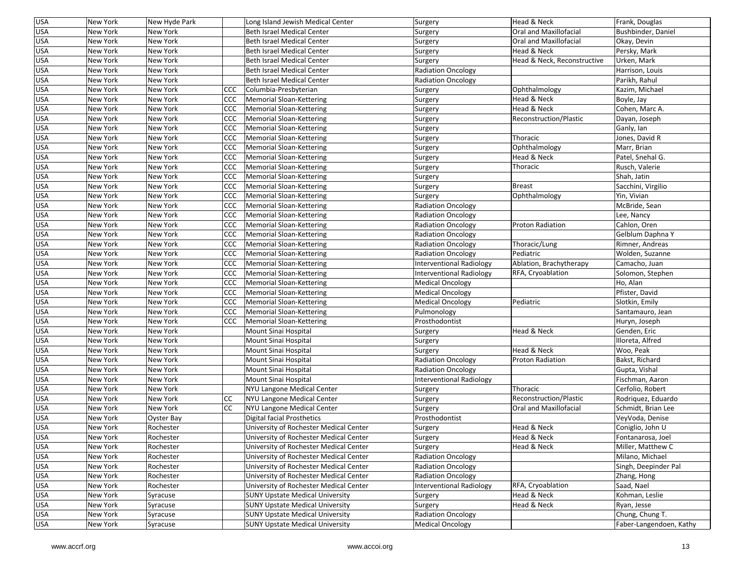| USA | New York | New Hyde Park | | Long Island Jewish Medical Center | Surgery | Head & Neck | Frank, Douglas |
|---|---|---|---|---|---|---|---|
| USA | New York | New York | | Beth Israel Medical Center | Surgery | Oral and Maxillofacial | Bushbinder, Daniel |
| USA | New York | New York | | Beth Israel Medical Center | Surgery | Oral and Maxillofacial | Okay, Devin |
| USA | New York | New York | | Beth Israel Medical Center | Surgery | Head & Neck | Persky, Mark |
| USA | New York | New York | | Beth Israel Medical Center | Surgery | Head & Neck, Reconstructive | Urken, Mark |
| USA | New York | New York | | Beth Israel Medical Center | Radiation Oncology | | Harrison, Louis |
| USA | New York | New York | | Beth Israel Medical Center | Radiation Oncology | | Parikh, Rahul |
| USA | New York | New York | CCC | Columbia-Presbyterian | Surgery | Ophthalmology | Kazim, Michael |
| USA | New York | New York | CCC | Memorial Sloan-Kettering | Surgery | Head & Neck | Boyle, Jay |
| USA | New York | New York | CCC | Memorial Sloan-Kettering | Surgery | Head & Neck | Cohen, Marc A. |
| USA | New York | New York | CCC | Memorial Sloan-Kettering | Surgery | Reconstruction/Plastic | Dayan, Joseph |
| USA | New York | New York | CCC | Memorial Sloan-Kettering | Surgery | | Ganly, Ian |
| USA | New York | New York | CCC | Memorial Sloan-Kettering | Surgery | Thoracic | Jones, David R |
| USA | New York | New York | CCC | Memorial Sloan-Kettering | Surgery | Ophthalmology | Marr, Brian |
| USA | New York | New York | CCC | Memorial Sloan-Kettering | Surgery | Head & Neck | Patel, Snehal G. |
| USA | New York | New York | CCC | Memorial Sloan-Kettering | Surgery | Thoracic | Rusch, Valerie |
| USA | New York | New York | CCC | Memorial Sloan-Kettering | Surgery | | Shah, Jatin |
| USA | New York | New York | CCC | Memorial Sloan-Kettering | Surgery | Breast | Sacchini, Virgilio |
| USA | New York | New York | CCC | Memorial Sloan-Kettering | Surgery | Ophthalmology | Yin, Vivian |
| USA | New York | New York | CCC | Memorial Sloan-Kettering | Radiation Oncology | | McBride, Sean |
| USA | New York | New York | CCC | Memorial Sloan-Kettering | Radiation Oncology | | Lee, Nancy |
| USA | New York | New York | CCC | Memorial Sloan-Kettering | Radiation Oncology | Proton Radiation | Cahlon, Oren |
| USA | New York | New York | CCC | Memorial Sloan-Kettering | Radiation Oncology | | Gelblum Daphna Y |
| USA | New York | New York | CCC | Memorial Sloan-Kettering | Radiation Oncology | Thoracic/Lung | Rimner, Andreas |
| USA | New York | New York | CCC | Memorial Sloan-Kettering | Radiation Oncology | Pediatric | Wolden, Suzanne |
| USA | New York | New York | CCC | Memorial Sloan-Kettering | Interventional Radiology | Ablation, Brachytherapy | Camacho, Juan |
| USA | New York | New York | CCC | Memorial Sloan-Kettering | Interventional Radiology | RFA, Cryoablation | Solomon, Stephen |
| USA | New York | New York | CCC | Memorial Sloan-Kettering | Medical Oncology | | Ho, Alan |
| USA | New York | New York | CCC | Memorial Sloan-Kettering | Medical Oncology | | Pfister, David |
| USA | New York | New York | CCC | Memorial Sloan-Kettering | Medical Oncology | Pediatric | Slotkin, Emily |
| USA | New York | New York | CCC | Memorial Sloan-Kettering | Pulmonology | | Santamauro, Jean |
| USA | New York | New York | CCC | Memorial Sloan-Kettering | Prosthodontist | | Huryn, Joseph |
| USA | New York | New York | | Mount Sinai Hospital | Surgery | Head & Neck | Genden, Eric |
| USA | New York | New York | | Mount Sinai Hospital | Surgery | | Illoreta, Alfred |
| USA | New York | New York | | Mount Sinai Hospital | Surgery | Head & Neck | Woo, Peak |
| USA | New York | New York | | Mount Sinai Hospital | Radiation Oncology | Proton Radiation | Bakst, Richard |
| USA | New York | New York | | Mount Sinai Hospital | Radiation Oncology | | Gupta, Vishal |
| USA | New York | New York | | Mount Sinai Hospital | Interventional Radiology | | Fischman, Aaron |
| USA | New York | New York | | NYU Langone Medical Center | Surgery | Thoracic | Cerfolio, Robert |
| USA | New York | New York | CC | NYU Langone Medical Center | Surgery | Reconstruction/Plastic | Rodriquez, Eduardo |
| USA | New York | New York | CC | NYU Langone Medical Center | Surgery | Oral and Maxillofacial | Schmidt, Brian Lee |
| USA | New York | Oyster Bay | | Digital facial Prosthetics | Prosthodontist | | VeyVoda, Denise |
| USA | New York | Rochester | | University of Rochester Medical Center | Surgery | Head & Neck | Coniglio, John U |
| USA | New York | Rochester | | University of Rochester Medical Center | Surgery | Head & Neck | Fontanarosa, Joel |
| USA | New York | Rochester | | University of Rochester Medical Center | Surgery | Head & Neck | Miller, Matthew C |
| USA | New York | Rochester | | University of Rochester Medical Center | Radiation Oncology | | Milano, Michael |
| USA | New York | Rochester | | University of Rochester Medical Center | Radiation Oncology | | Singh, Deepinder Pal |
| USA | New York | Rochester | | University of Rochester Medical Center | Radiation Oncology | | Zhang, Hong |
| USA | New York | Rochester | | University of Rochester Medical Center | Interventional Radiology | RFA, Cryoablation | Saad, Nael |
| USA | New York | Syracuse | | SUNY Upstate Medical University | Surgery | Head & Neck | Kohman, Leslie |
| USA | New York | Syracuse | | SUNY Upstate Medical University | Surgery | Head & Neck | Ryan, Jesse |
| USA | New York | Syracuse | | SUNY Upstate Medical University | Radiation Oncology | | Chung, Chung T. |
| USA | New York | Syracuse | | SUNY Upstate Medical University | Medical Oncology | | Faber-Langendoen, Kathy |

www.accrf.org www.accoi.org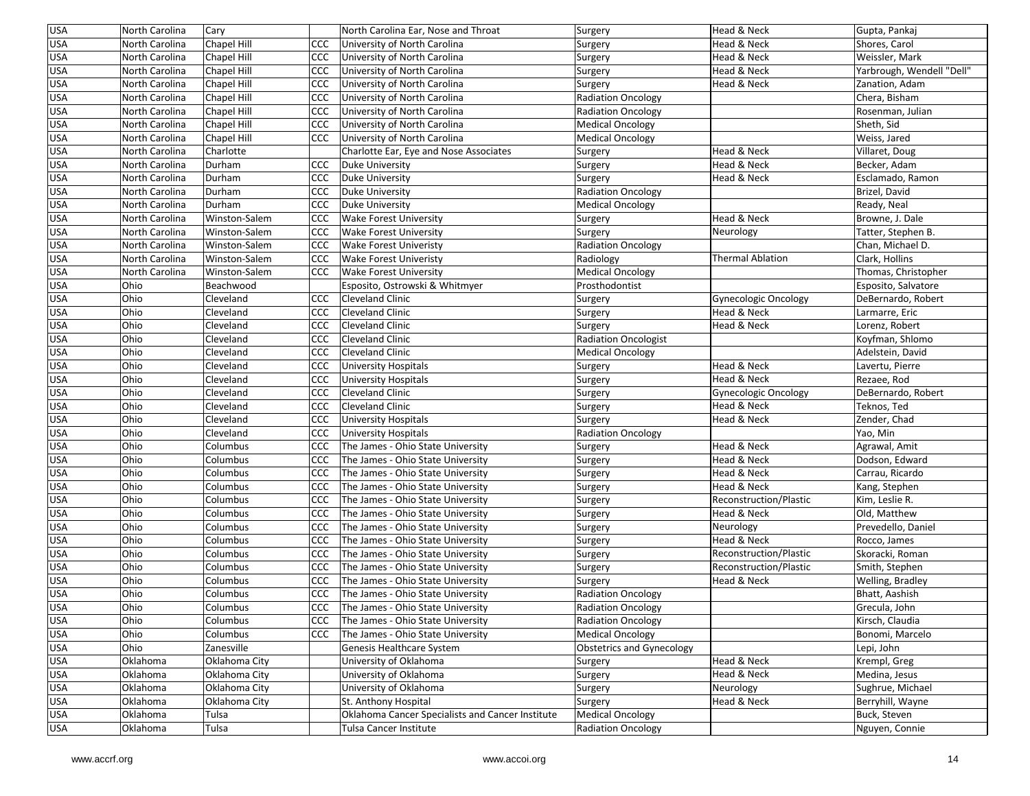| USA | North Carolina | Cary | | North Carolina Ear, Nose and Throat | Surgery | Head & Neck | Gupta, Pankaj |
|---|---|---|---|---|---|---|---|
| USA | North Carolina | Chapel Hill | CCC | University of North Carolina | Surgery | Head & Neck | Shores, Carol |
| USA | North Carolina | Chapel Hill | CCC | University of North Carolina | Surgery | Head & Neck | Weissler, Mark |
| USA | North Carolina | Chapel Hill | CCC | University of North Carolina | Surgery | Head & Neck | Yarbrough, Wendell "Dell" |
| USA | North Carolina | Chapel Hill | CCC | University of North Carolina | Surgery | Head & Neck | Zanation, Adam |
| USA | North Carolina | Chapel Hill | CCC | University of North Carolina | Radiation Oncology | | Chera, Bisham |
| USA | North Carolina | Chapel Hill | CCC | University of North Carolina | Radiation Oncology | | Rosenman, Julian |
| USA | North Carolina | Chapel Hill | CCC | University of North Carolina | Medical Oncology | | Sheth, Sid |
| USA | North Carolina | Chapel Hill | CCC | University of North Carolina | Medical Oncology | | Weiss, Jared |
| USA | North Carolina | Charlotte | | Charlotte Ear, Eye and Nose Associates | Surgery | Head & Neck | Villaret, Doug |
| USA | North Carolina | Durham | CCC | Duke University | Surgery | Head & Neck | Becker, Adam |
| USA | North Carolina | Durham | CCC | Duke University | Surgery | Head & Neck | Esclamado, Ramon |
| USA | North Carolina | Durham | CCC | Duke University | Radiation Oncology | | Brizel, David |
| USA | North Carolina | Durham | CCC | Duke University | Medical Oncology | | Ready, Neal |
| USA | North Carolina | Winston-Salem | CCC | Wake Forest University | Surgery | Head & Neck | Browne, J. Dale |
| USA | North Carolina | Winston-Salem | CCC | Wake Forest University | Surgery | Neurology | Tatter, Stephen B. |
| USA | North Carolina | Winston-Salem | CCC | Wake Forest Univeristy | Radiation Oncology | | Chan, Michael D. |
| USA | North Carolina | Winston-Salem | CCC | Wake Forest Univeristy | Radiology | Thermal Ablation | Clark, Hollins |
| USA | North Carolina | Winston-Salem | CCC | Wake Forest University | Medical Oncology | | Thomas, Christopher |
| USA | Ohio | Beachwood | | Esposito, Ostrowski & Whitmyer | Prosthodontist | | Esposito, Salvatore |
| USA | Ohio | Cleveland | CCC | Cleveland Clinic | Surgery | Gynecologic Oncology | DeBernardo, Robert |
| USA | Ohio | Cleveland | CCC | Cleveland Clinic | Surgery | Head & Neck | Larmarre, Eric |
| USA | Ohio | Cleveland | CCC | Cleveland Clinic | Surgery | Head & Neck | Lorenz, Robert |
| USA | Ohio | Cleveland | CCC | Cleveland Clinic | Radiation Oncologist | | Koyfman, Shlomo |
| USA | Ohio | Cleveland | CCC | Cleveland Clinic | Medical Oncology | | Adelstein, David |
| USA | Ohio | Cleveland | CCC | University Hospitals | Surgery | Head & Neck | Lavertu, Pierre |
| USA | Ohio | Cleveland | CCC | University Hospitals | Surgery | Head & Neck | Rezaee, Rod |
| USA | Ohio | Cleveland | CCC | Cleveland Clinic | Surgery | Gynecologic Oncology | DeBernardo, Robert |
| USA | Ohio | Cleveland | CCC | Cleveland Clinic | Surgery | Head & Neck | Teknos, Ted |
| USA | Ohio | Cleveland | CCC | University Hospitals | Surgery | Head & Neck | Zender, Chad |
| USA | Ohio | Cleveland | CCC | University Hospitals | Radiation Oncology | | Yao, Min |
| USA | Ohio | Columbus | CCC | The James - Ohio State University | Surgery | Head & Neck | Agrawal, Amit |
| USA | Ohio | Columbus | CCC | The James - Ohio State University | Surgery | Head & Neck | Dodson, Edward |
| USA | Ohio | Columbus | CCC | The James - Ohio State University | Surgery | Head & Neck | Carrau, Ricardo |
| USA | Ohio | Columbus | CCC | The James - Ohio State University | Surgery | Head & Neck | Kang, Stephen |
| USA | Ohio | Columbus | CCC | The James - Ohio State University | Surgery | Reconstruction/Plastic | Kim, Leslie R. |
| USA | Ohio | Columbus | CCC | The James - Ohio State University | Surgery | Head & Neck | Old, Matthew |
| USA | Ohio | Columbus | CCC | The James - Ohio State University | Surgery | Neurology | Prevedello, Daniel |
| USA | Ohio | Columbus | CCC | The James - Ohio State University | Surgery | Head & Neck | Rocco, James |
| USA | Ohio | Columbus | CCC | The James - Ohio State University | Surgery | Reconstruction/Plastic | Skoracki, Roman |
| USA | Ohio | Columbus | CCC | The James - Ohio State University | Surgery | Reconstruction/Plastic | Smith, Stephen |
| USA | Ohio | Columbus | CCC | The James - Ohio State University | Surgery | Head & Neck | Welling, Bradley |
| USA | Ohio | Columbus | CCC | The James - Ohio State University | Radiation Oncology | | Bhatt, Aashish |
| USA | Ohio | Columbus | CCC | The James - Ohio State University | Radiation Oncology | | Grecula, John |
| USA | Ohio | Columbus | CCC | The James - Ohio State University | Radiation Oncology | | Kirsch, Claudia |
| USA | Ohio | Columbus | CCC | The James - Ohio State University | Medical Oncology | | Bonomi, Marcelo |
| USA | Ohio | Zanesville | | Genesis Healthcare System | Obstetrics and Gynecology | | Lepi, John |
| USA | Oklahoma | Oklahoma City | | University of Oklahoma | Surgery | Head & Neck | Krempl, Greg |
| USA | Oklahoma | Oklahoma City | | University of Oklahoma | Surgery | Head & Neck | Medina, Jesus |
| USA | Oklahoma | Oklahoma City | | University of Oklahoma | Surgery | Neurology | Sughrue, Michael |
| USA | Oklahoma | Oklahoma City | | St. Anthony Hospital | Surgery | Head & Neck | Berryhill, Wayne |
| USA | Oklahoma | Tulsa | | Oklahoma Cancer Specialists and Cancer Institute | Medical Oncology | | Buck, Steven |
| USA | Oklahoma | Tulsa | | Tulsa Cancer Institute | Radiation Oncology | | Nguyen, Connie |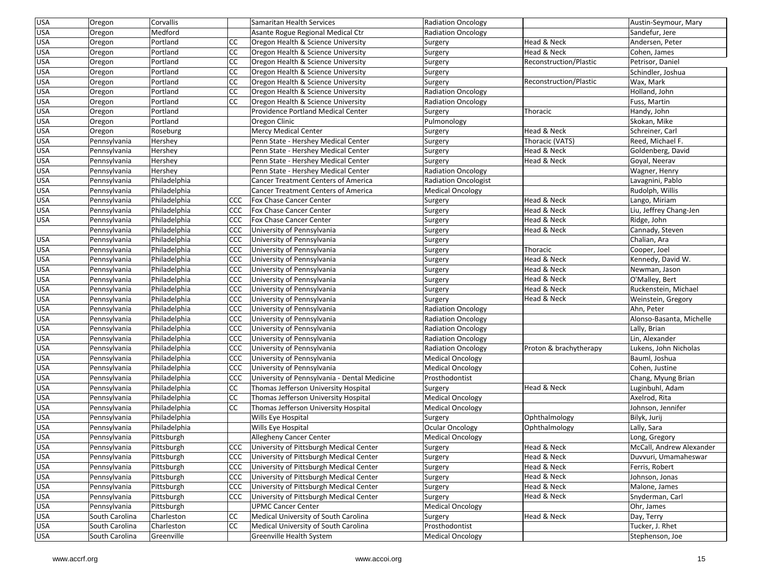| | | | | | | | |
|---|---|---|---|---|---|---|---|
| USA | Oregon | Corvallis | | Samaritan Health Services | Radiation Oncology | | Austin-Seymour, Mary |
| USA | Oregon | Medford | | Asante Rogue Regional Medical Ctr | Radiation Oncology | | Sandefur, Jere |
| USA | Oregon | Portland | CC | Oregon Health & Science University | Surgery | Head & Neck | Andersen, Peter |
| USA | Oregon | Portland | CC | Oregon Health & Science University | Surgery | Head & Neck | Cohen, James |
| USA | Oregon | Portland | CC | Oregon Health & Science University | Surgery | Reconstruction/Plastic | Petrisor, Daniel |
| USA | Oregon | Portland | CC | Oregon Health & Science University | Surgery | | Schindler, Joshua |
| USA | Oregon | Portland | CC | Oregon Health & Science University | Surgery | Reconstruction/Plastic | Wax, Mark |
| USA | Oregon | Portland | CC | Oregon Health & Science University | Radiation Oncology | | Holland, John |
| USA | Oregon | Portland | CC | Oregon Health & Science University | Radiation Oncology | | Fuss, Martin |
| USA | Oregon | Portland | | Providence Portland Medical Center | Surgery | Thoracic | Handy, John |
| USA | Oregon | Portland | | Oregon Clinic | Pulmonology | | Skokan, Mike |
| USA | Oregon | Roseburg | | Mercy Medical Center | Surgery | Head & Neck | Schreiner, Carl |
| USA | Pennsylvania | Hershey | | Penn State - Hershey Medical Center | Surgery | Thoracic (VATS) | Reed, Michael F. |
| USA | Pennsylvania | Hershey | | Penn State - Hershey Medical Center | Surgery | Head & Neck | Goldenberg, David |
| USA | Pennsylvania | Hershey | | Penn State - Hershey Medical Center | Surgery | Head & Neck | Goyal, Neerav |
| USA | Pennsylvania | Hershey | | Penn State - Hershey Medical Center | Radiation Oncology | | Wagner, Henry |
| USA | Pennsylvania | Philadelphia | | Cancer Treatment Centers of America | Radiation Oncologist | | Lavagnini, Pablo |
| USA | Pennsylvania | Philadelphia | | Cancer Treatment Centers of America | Medical Oncology | | Rudolph, Willis |
| USA | Pennsylvania | Philadelphia | CCC | Fox Chase Cancer Center | Surgery | Head & Neck | Lango, Miriam |
| USA | Pennsylvania | Philadelphia | CCC | Fox Chase Cancer Center | Surgery | Head & Neck | Liu, Jeffrey Chang-Jen |
| USA | Pennsylvania | Philadelphia | CCC | Fox Chase Cancer Center | Surgery | Head & Neck | Ridge, John |
| | Pennsylvania | Philadelphia | CCC | University of Pennsylvania | Surgery | Head & Neck | Cannady, Steven |
| USA | Pennsylvania | Philadelphia | CCC | University of Pennsylvania | Surgery | | Chalian, Ara |
| USA | Pennsylvania | Philadelphia | CCC | University of Pennsylvania | Surgery | Thoracic | Cooper, Joel |
| USA | Pennsylvania | Philadelphia | CCC | University of Pennsylvania | Surgery | Head & Neck | Kennedy, David W. |
| USA | Pennsylvania | Philadelphia | CCC | University of Pennsylvania | Surgery | Head & Neck | Newman, Jason |
| USA | Pennsylvania | Philadelphia | CCC | University of Pennsylvania | Surgery | Head & Neck | O'Malley, Bert |
| USA | Pennsylvania | Philadelphia | CCC | University of Pennsylvania | Surgery | Head & Neck | Ruckenstein, Michael |
| USA | Pennsylvania | Philadelphia | CCC | University of Pennsylvania | Surgery | Head & Neck | Weinstein, Gregory |
| USA | Pennsylvania | Philadelphia | CCC | University of Pennsylvania | Radiation Oncology | | Ahn, Peter |
| USA | Pennsylvania | Philadelphia | CCC | University of Pennsylvania | Radiation Oncology | | Alonso-Basanta, Michelle |
| USA | Pennsylvania | Philadelphia | CCC | University of Pennsylvania | Radiation Oncology | | Lally, Brian |
| USA | Pennsylvania | Philadelphia | CCC | University of Pennsylvania | Radiation Oncology | | Lin, Alexander |
| USA | Pennsylvania | Philadelphia | CCC | University of Pennsylvania | Radiation Oncology | Proton & brachytherapy | Lukens, John Nicholas |
| USA | Pennsylvania | Philadelphia | CCC | University of Pennsylvania | Medical Oncology | | Bauml, Joshua |
| USA | Pennsylvania | Philadelphia | CCC | University of Pennsylvania | Medical Oncology | | Cohen, Justine |
| USA | Pennsylvania | Philadelphia | CCC | University of Pennsylvania - Dental Medicine | Prosthodontist | | Chang, Myung Brian |
| USA | Pennsylvania | Philadelphia | CC | Thomas Jefferson University Hospital | Surgery | Head & Neck | Luginbuhl, Adam |
| USA | Pennsylvania | Philadelphia | CC | Thomas Jefferson University Hospital | Medical Oncology | | Axelrod, Rita |
| USA | Pennsylvania | Philadelphia | CC | Thomas Jefferson University Hospital | Medical Oncology | | Johnson, Jennifer |
| USA | Pennsylvania | Philadelphia | | Wills Eye Hospital | Surgery | Ophthalmology | Bilyk, Jurij |
| USA | Pennsylvania | Philadelphia | | Wills Eye Hospital | Ocular Oncology | Ophthalmology | Lally, Sara |
| USA | Pennsylvania | Pittsburgh | | Allegheny Cancer Center | Medical Oncology | | Long, Gregory |
| USA | Pennsylvania | Pittsburgh | CCC | University of Pittsburgh Medical Center | Surgery | Head & Neck | McCall, Andrew Alexander |
| USA | Pennsylvania | Pittsburgh | CCC | University of Pittsburgh Medical Center | Surgery | Head & Neck | Duvvuri, Umamaheswar |
| USA | Pennsylvania | Pittsburgh | CCC | University of Pittsburgh Medical Center | Surgery | Head & Neck | Ferris, Robert |
| USA | Pennsylvania | Pittsburgh | CCC | University of Pittsburgh Medical Center | Surgery | Head & Neck | Johnson, Jonas |
| USA | Pennsylvania | Pittsburgh | CCC | University of Pittsburgh Medical Center | Surgery | Head & Neck | Malone, James |
| USA | Pennsylvania | Pittsburgh | CCC | University of Pittsburgh Medical Center | Surgery | Head & Neck | Snyderman, Carl |
| USA | Pennsylvania | Pittsburgh | | UPMC Cancer Center | Medical Oncology | | Ohr, James |
| USA | South Carolina | Charleston | CC | Medical University of South Carolina | Surgery | Head & Neck | Day, Terry |
| USA | South Carolina | Charleston | CC | Medical University of South Carolina | Prosthodontist | | Tucker, J. Rhet |
| USA | South Carolina | Greenville | | Greenville Health System | Medical Oncology | | Stephenson, Joe |

www.accrf.org www.accoi.org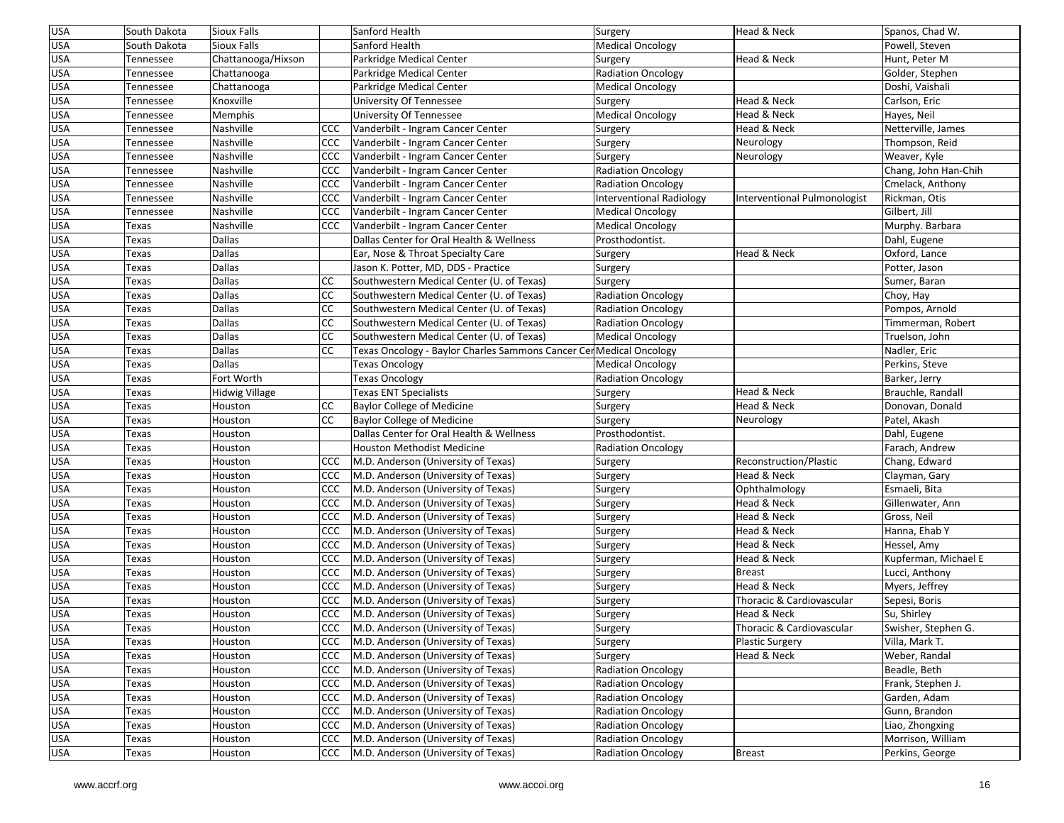| | | | | | | | |
|---|---|---|---|---|---|---|---|
| USA | South Dakota | Sioux Falls | | Sanford Health | Surgery | Head & Neck | Spanos, Chad W. |
| USA | South Dakota | Sioux Falls | | Sanford Health | Medical Oncology | | Powell, Steven |
| USA | Tennessee | Chattanooga/Hixson | | Parkridge Medical Center | Surgery | Head & Neck | Hunt, Peter M |
| USA | Tennessee | Chattanooga | | Parkridge Medical Center | Radiation Oncology | | Golder, Stephen |
| USA | Tennessee | Chattanooga | | Parkridge Medical Center | Medical Oncology | | Doshi, Vaishali |
| USA | Tennessee | Knoxville | | University Of Tennessee | Surgery | Head & Neck | Carlson, Eric |
| USA | Tennessee | Memphis | | University Of Tennessee | Medical Oncology | Head & Neck | Hayes, Neil |
| USA | Tennessee | Nashville | CCC | Vanderbilt - Ingram Cancer Center | Surgery | Head & Neck | Netterville, James |
| USA | Tennessee | Nashville | CCC | Vanderbilt - Ingram Cancer Center | Surgery | Neurology | Thompson, Reid |
| USA | Tennessee | Nashville | CCC | Vanderbilt - Ingram Cancer Center | Surgery | Neurology | Weaver, Kyle |
| USA | Tennessee | Nashville | CCC | Vanderbilt - Ingram Cancer Center | Radiation Oncology | | Chang, John Han-Chih |
| USA | Tennessee | Nashville | CCC | Vanderbilt - Ingram Cancer Center | Radiation Oncology | | Cmelack, Anthony |
| USA | Tennessee | Nashville | CCC | Vanderbilt - Ingram Cancer Center | Interventional Radiology | Interventional Pulmonologist | Rickman, Otis |
| USA | Tennessee | Nashville | CCC | Vanderbilt - Ingram Cancer Center | Medical Oncology | | Gilbert, Jill |
| USA | Texas | Nashville | CCC | Vanderbilt - Ingram Cancer Center | Medical Oncology | | Murphy. Barbara |
| USA | Texas | Dallas | | Dallas Center for Oral Health & Wellness | Prosthodontist. | | Dahl, Eugene |
| USA | Texas | Dallas | | Ear, Nose & Throat Specialty Care | Surgery | Head & Neck | Oxford, Lance |
| USA | Texas | Dallas | | Jason K. Potter, MD, DDS - Practice | Surgery | | Potter, Jason |
| USA | Texas | Dallas | CC | Southwestern Medical Center (U. of Texas) | Surgery | | Sumer, Baran |
| USA | Texas | Dallas | CC | Southwestern Medical Center (U. of Texas) | Radiation Oncology | | Choy, Hay |
| USA | Texas | Dallas | CC | Southwestern Medical Center (U. of Texas) | Radiation Oncology | | Pompos, Arnold |
| USA | Texas | Dallas | CC | Southwestern Medical Center (U. of Texas) | Radiation Oncology | | Timmerman, Robert |
| USA | Texas | Dallas | CC | Southwestern Medical Center (U. of Texas) | Medical Oncology | | Truelson, John |
| USA | Texas | Dallas | CC | Texas Oncology - Baylor Charles Sammons Cancer Cer | Medical Oncology | | Nadler, Eric |
| USA | Texas | Dallas | | Texas Oncology | Medical Oncology | | Perkins, Steve |
| USA | Texas | Fort Worth | | Texas Oncology | Radiation Oncology | | Barker, Jerry |
| USA | Texas | Hidwig Village | | Texas ENT Specialists | Surgery | Head & Neck | Brauchle, Randall |
| USA | Texas | Houston | CC | Baylor College of Medicine | Surgery | Head & Neck | Donovan, Donald |
| USA | Texas | Houston | CC | Baylor College of Medicine | Surgery | Neurology | Patel, Akash |
| USA | Texas | Houston | | Dallas Center for Oral Health & Wellness | Prosthodontist. | | Dahl, Eugene |
| USA | Texas | Houston | | Houston Methodist Medicine | Radiation Oncology | | Farach, Andrew |
| USA | Texas | Houston | CCC | M.D. Anderson (University of Texas) | Surgery | Reconstruction/Plastic | Chang, Edward |
| USA | Texas | Houston | CCC | M.D. Anderson (University of Texas) | Surgery | Head & Neck | Clayman, Gary |
| USA | Texas | Houston | CCC | M.D. Anderson (University of Texas) | Surgery | Ophthalmology | Esmaeli, Bita |
| USA | Texas | Houston | CCC | M.D. Anderson (University of Texas) | Surgery | Head & Neck | Gillenwater, Ann |
| USA | Texas | Houston | CCC | M.D. Anderson (University of Texas) | Surgery | Head & Neck | Gross, Neil |
| USA | Texas | Houston | CCC | M.D. Anderson (University of Texas) | Surgery | Head & Neck | Hanna, Ehab Y |
| USA | Texas | Houston | CCC | M.D. Anderson (University of Texas) | Surgery | Head & Neck | Hessel, Amy |
| USA | Texas | Houston | CCC | M.D. Anderson (University of Texas) | Surgery | Head & Neck | Kupferman, Michael E |
| USA | Texas | Houston | CCC | M.D. Anderson (University of Texas) | Surgery | Breast | Lucci, Anthony |
| USA | Texas | Houston | CCC | M.D. Anderson (University of Texas) | Surgery | Head & Neck | Myers, Jeffrey |
| USA | Texas | Houston | CCC | M.D. Anderson (University of Texas) | Surgery | Thoracic & Cardiovascular | Sepesi, Boris |
| USA | Texas | Houston | CCC | M.D. Anderson (University of Texas) | Surgery | Head & Neck | Su, Shirley |
| USA | Texas | Houston | CCC | M.D. Anderson (University of Texas) | Surgery | Thoracic & Cardiovascular | Swisher, Stephen G. |
| USA | Texas | Houston | CCC | M.D. Anderson (University of Texas) | Surgery | Plastic Surgery | Villa, Mark T. |
| USA | Texas | Houston | CCC | M.D. Anderson (University of Texas) | Surgery | Head & Neck | Weber, Randal |
| USA | Texas | Houston | CCC | M.D. Anderson (University of Texas) | Radiation Oncology | | Beadle, Beth |
| USA | Texas | Houston | CCC | M.D. Anderson (University of Texas) | Radiation Oncology | | Frank, Stephen J. |
| USA | Texas | Houston | CCC | M.D. Anderson (University of Texas) | Radiation Oncology | | Garden, Adam |
| USA | Texas | Houston | CCC | M.D. Anderson (University of Texas) | Radiation Oncology | | Gunn, Brandon |
| USA | Texas | Houston | CCC | M.D. Anderson (University of Texas) | Radiation Oncology | | Liao, Zhongxing |
| USA | Texas | Houston | CCC | M.D. Anderson (University of Texas) | Radiation Oncology | | Morrison, William |
| USA | Texas | Houston | CCC | M.D. Anderson (University of Texas) | Radiation Oncology | Breast | Perkins, George |

www.accrf.org www.accoi.org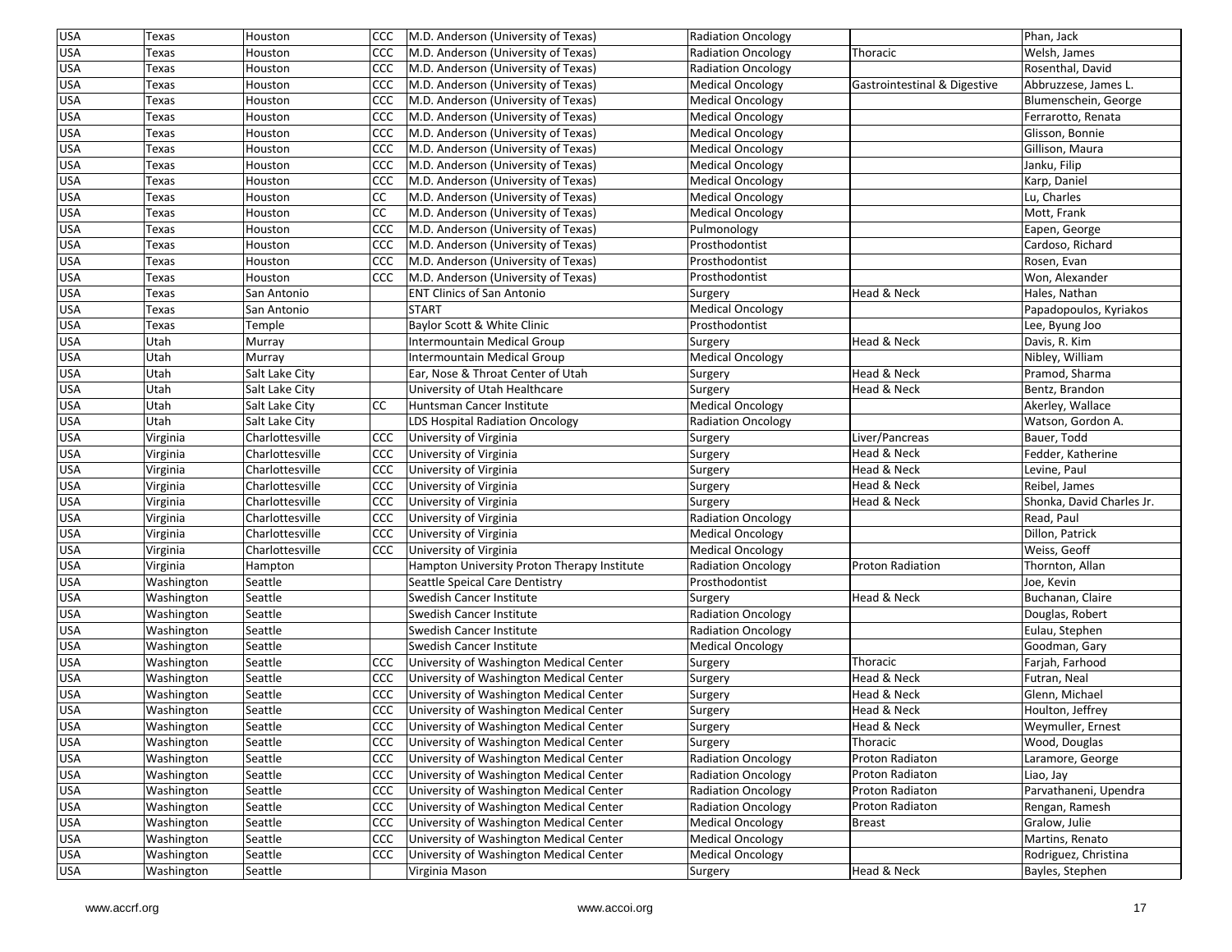| | | | | | | | |
|---|---|---|---|---|---|---|---|
| USA | Texas | Houston | CCC | M.D. Anderson (University of Texas) | Radiation Oncology | | Phan, Jack |
| USA | Texas | Houston | CCC | M.D. Anderson (University of Texas) | Radiation Oncology | Thoracic | Welsh, James |
| USA | Texas | Houston | CCC | M.D. Anderson (University of Texas) | Radiation Oncology | | Rosenthal, David |
| USA | Texas | Houston | CCC | M.D. Anderson (University of Texas) | Medical Oncology | Gastrointestinal & Digestive | Abbruzzese, James L. |
| USA | Texas | Houston | CCC | M.D. Anderson (University of Texas) | Medical Oncology | | Blumenschein, George |
| USA | Texas | Houston | CCC | M.D. Anderson (University of Texas) | Medical Oncology | | Ferrarotto, Renata |
| USA | Texas | Houston | CCC | M.D. Anderson (University of Texas) | Medical Oncology | | Glisson, Bonnie |
| USA | Texas | Houston | CCC | M.D. Anderson (University of Texas) | Medical Oncology | | Gillison, Maura |
| USA | Texas | Houston | CCC | M.D. Anderson (University of Texas) | Medical Oncology | | Janku, Filip |
| USA | Texas | Houston | CCC | M.D. Anderson (University of Texas) | Medical Oncology | | Karp, Daniel |
| USA | Texas | Houston | CC | M.D. Anderson (University of Texas) | Medical Oncology | | Lu, Charles |
| USA | Texas | Houston | CC | M.D. Anderson (University of Texas) | Medical Oncology | | Mott, Frank |
| USA | Texas | Houston | CCC | M.D. Anderson (University of Texas) | Pulmonology | | Eapen, George |
| USA | Texas | Houston | CCC | M.D. Anderson (University of Texas) | Prosthodontist | | Cardoso, Richard |
| USA | Texas | Houston | CCC | M.D. Anderson (University of Texas) | Prosthodontist | | Rosen, Evan |
| USA | Texas | Houston | CCC | M.D. Anderson (University of Texas) | Prosthodontist | | Won, Alexander |
| USA | Texas | San Antonio | | ENT Clinics of San Antonio | Surgery | Head & Neck | Hales, Nathan |
| USA | Texas | San Antonio | | START | Medical Oncology | | Papadopoulos, Kyriakos |
| USA | Texas | Temple | | Baylor Scott & White Clinic | Prosthodontist | | Lee, Byung Joo |
| USA | Utah | Murray | | Intermountain Medical Group | Surgery | Head & Neck | Davis, R. Kim |
| USA | Utah | Murray | | Intermountain Medical Group | Medical Oncology | | Nibley, William |
| USA | Utah | Salt Lake City | | Ear, Nose & Throat Center of Utah | Surgery | Head & Neck | Pramod, Sharma |
| USA | Utah | Salt Lake City | | University of Utah Healthcare | Surgery | Head & Neck | Bentz, Brandon |
| USA | Utah | Salt Lake City | CC | Huntsman Cancer Institute | Medical Oncology | | Akerley, Wallace |
| USA | Utah | Salt Lake City | | LDS Hospital Radiation Oncology | Radiation Oncology | | Watson, Gordon A. |
| USA | Virginia | Charlottesville | CCC | University of Virginia | Surgery | Liver/Pancreas | Bauer, Todd |
| USA | Virginia | Charlottesville | CCC | University of Virginia | Surgery | Head & Neck | Fedder, Katherine |
| USA | Virginia | Charlottesville | CCC | University of Virginia | Surgery | Head & Neck | Levine, Paul |
| USA | Virginia | Charlottesville | CCC | University of Virginia | Surgery | Head & Neck | Reibel, James |
| USA | Virginia | Charlottesville | CCC | University of Virginia | Surgery | Head & Neck | Shonka, David Charles Jr. |
| USA | Virginia | Charlottesville | CCC | University of Virginia | Radiation Oncology | | Read, Paul |
| USA | Virginia | Charlottesville | CCC | University of Virginia | Medical Oncology | | Dillon, Patrick |
| USA | Virginia | Charlottesville | CCC | University of Virginia | Medical Oncology | | Weiss, Geoff |
| USA | Virginia | Hampton | | Hampton University Proton Therapy Institute | Radiation Oncology | Proton Radiation | Thornton, Allan |
| USA | Washington | Seattle | | Seattle Speical Care Dentistry | Prosthodontist | | Joe, Kevin |
| USA | Washington | Seattle | | Swedish Cancer Institute | Surgery | Head & Neck | Buchanan, Claire |
| USA | Washington | Seattle | | Swedish Cancer Institute | Radiation Oncology | | Douglas, Robert |
| USA | Washington | Seattle | | Swedish Cancer Institute | Radiation Oncology | | Eulau, Stephen |
| USA | Washington | Seattle | | Swedish Cancer Institute | Medical Oncology | | Goodman, Gary |
| USA | Washington | Seattle | CCC | University of Washington Medical Center | Surgery | Thoracic | Farjah, Farhood |
| USA | Washington | Seattle | CCC | University of Washington Medical Center | Surgery | Head & Neck | Futran, Neal |
| USA | Washington | Seattle | CCC | University of Washington Medical Center | Surgery | Head & Neck | Glenn, Michael |
| USA | Washington | Seattle | CCC | University of Washington Medical Center | Surgery | Head & Neck | Houlton, Jeffrey |
| USA | Washington | Seattle | CCC | University of Washington Medical Center | Surgery | Head & Neck | Weymuller, Ernest |
| USA | Washington | Seattle | CCC | University of Washington Medical Center | Surgery | Thoracic | Wood, Douglas |
| USA | Washington | Seattle | CCC | University of Washington Medical Center | Radiation Oncology | Proton Radiaton | Laramore, George |
| USA | Washington | Seattle | CCC | University of Washington Medical Center | Radiation Oncology | Proton Radiaton | Liao, Jay |
| USA | Washington | Seattle | CCC | University of Washington Medical Center | Radiation Oncology | Proton Radiaton | Parvathaneni, Upendra |
| USA | Washington | Seattle | CCC | University of Washington Medical Center | Radiation Oncology | Proton Radiaton | Rengan, Ramesh |
| USA | Washington | Seattle | CCC | University of Washington Medical Center | Medical Oncology | Breast | Gralow, Julie |
| USA | Washington | Seattle | CCC | University of Washington Medical Center | Medical Oncology | | Martins, Renato |
| USA | Washington | Seattle | CCC | University of Washington Medical Center | Medical Oncology | | Rodriguez, Christina |
| USA | Washington | Seattle | | Virginia Mason | Surgery | Head & Neck | Bayles, Stephen |

www.accrf.org www.accoi.org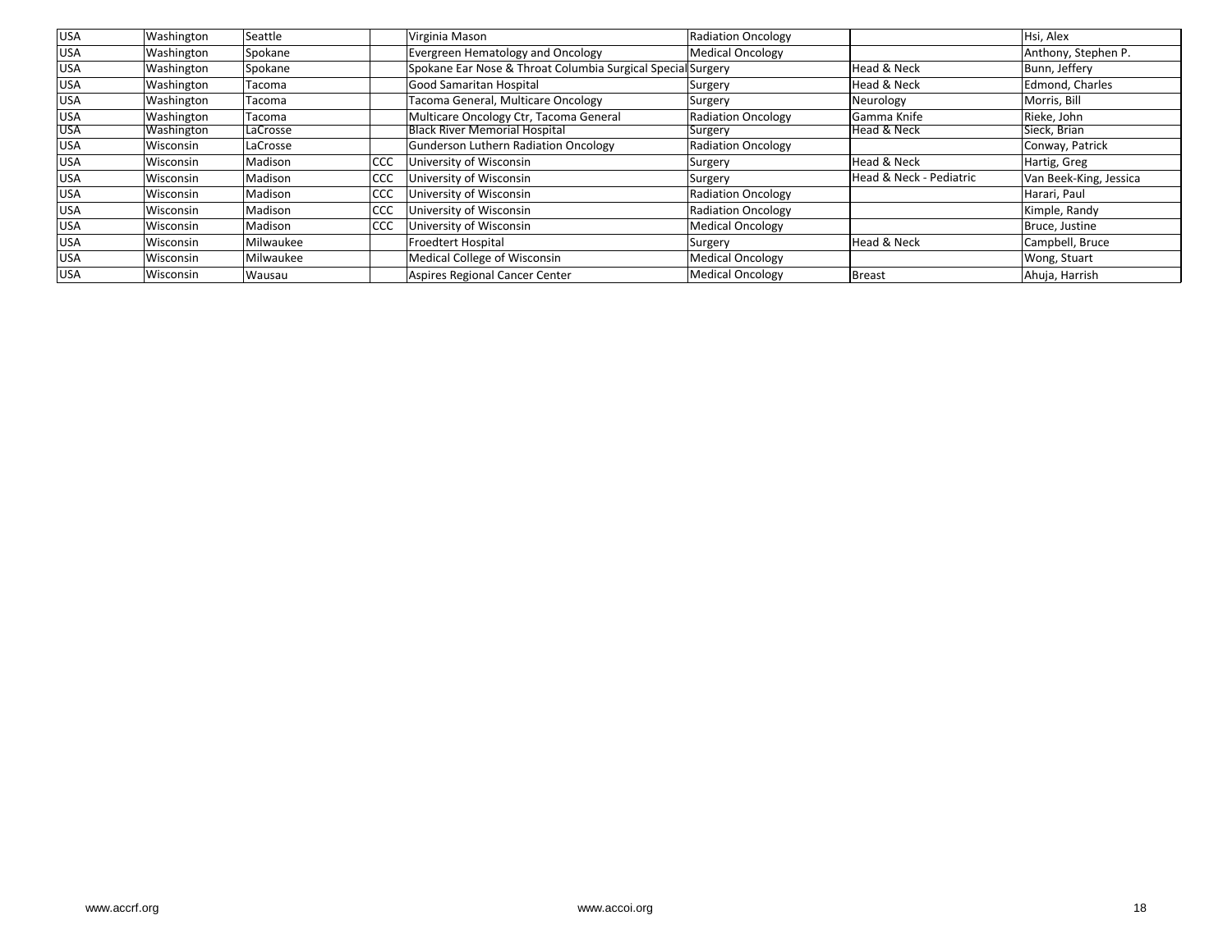| | | | | | | | |
|---|---|---|---|---|---|---|---|
| USA | Washington | Seattle | | Virginia Mason | Radiation Oncology | | Hsi, Alex |
| USA | Washington | Spokane | | Evergreen Hematology and Oncology | Medical Oncology | | Anthony, Stephen P. |
| USA | Washington | Spokane | | Spokane Ear Nose & Throat Columbia Surgical Special | Surgery | Head & Neck | Bunn, Jeffery |
| USA | Washington | Tacoma | | Good Samaritan Hospital | Surgery | Head & Neck | Edmond, Charles |
| USA | Washington | Tacoma | | Tacoma General, Multicare Oncology | Surgery | Neurology | Morris, Bill |
| USA | Washington | Tacoma | | Multicare Oncology Ctr, Tacoma General | Radiation Oncology | Gamma Knife | Rieke, John |
| USA | Washington | LaCrosse | | Black River Memorial Hospital | Surgery | Head & Neck | Sieck, Brian |
| USA | Wisconsin | LaCrosse | | Gunderson Luthern Radiation Oncology | Radiation Oncology | | Conway, Patrick |
| USA | Wisconsin | Madison | CCC | University of Wisconsin | Surgery | Head & Neck | Hartig, Greg |
| USA | Wisconsin | Madison | CCC | University of Wisconsin | Surgery | Head & Neck - Pediatric | Van Beek-King, Jessica |
| USA | Wisconsin | Madison | CCC | University of Wisconsin | Radiation Oncology | | Harari, Paul |
| USA | Wisconsin | Madison | CCC | University of Wisconsin | Radiation Oncology | | Kimple, Randy |
| USA | Wisconsin | Madison | CCC | University of Wisconsin | Medical Oncology | | Bruce, Justine |
| USA | Wisconsin | Milwaukee | | Froedtert Hospital | Surgery | Head & Neck | Campbell, Bruce |
| USA | Wisconsin | Milwaukee | | Medical College of Wisconsin | Medical Oncology | | Wong, Stuart |
| USA | Wisconsin | Wausau | | Aspires Regional Cancer Center | Medical Oncology | Breast | Ahuja, Harrish |

www.accrf.org www.accoi.org